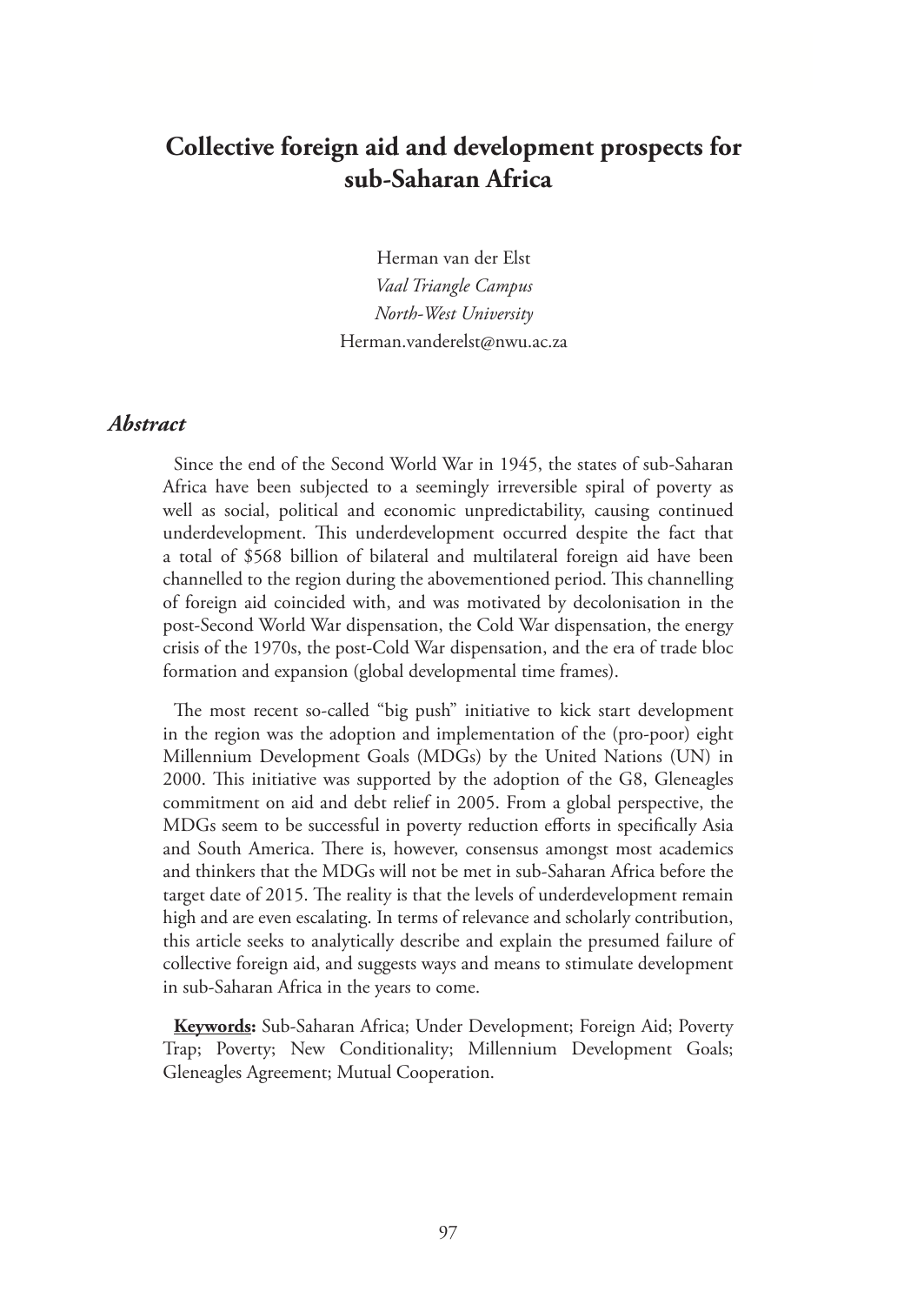# Collective foreign aid and development prospects for sub-Saharan Africa

Herman van der Elst
*Vaal Triangle Campus*
*North-West University*
Herman.vanderelst@nwu.ac.za

## *Abstract*

Since the end of the Second World War in 1945, the states of sub-Saharan Africa have been subjected to a seemingly irreversible spiral of poverty as well as social, political and economic unpredictability, causing continued underdevelopment. This underdevelopment occurred despite the fact that a total of $568 billion of bilateral and multilateral foreign aid have been channelled to the region during the abovementioned period. This channelling of foreign aid coincided with, and was motivated by decolonisation in the post-Second World War dispensation, the Cold War dispensation, the energy crisis of the 1970s, the post-Cold War dispensation, and the era of trade bloc formation and expansion (global developmental time frames).

The most recent so-called "big push" initiative to kick start development in the region was the adoption and implementation of the (pro-poor) eight Millennium Development Goals (MDGs) by the United Nations (UN) in 2000. This initiative was supported by the adoption of the G8, Gleneagles commitment on aid and debt relief in 2005. From a global perspective, the MDGs seem to be successful in poverty reduction efforts in specifically Asia and South America. There is, however, consensus amongst most academics and thinkers that the MDGs will not be met in sub-Saharan Africa before the target date of 2015. The reality is that the levels of underdevelopment remain high and are even escalating. In terms of relevance and scholarly contribution, this article seeks to analytically describe and explain the presumed failure of collective foreign aid, and suggests ways and means to stimulate development in sub-Saharan Africa in the years to come.

**Keywords:** Sub-Saharan Africa; Under Development; Foreign Aid; Poverty Trap; Poverty; New Conditionality; Millennium Development Goals; Gleneagles Agreement; Mutual Cooperation.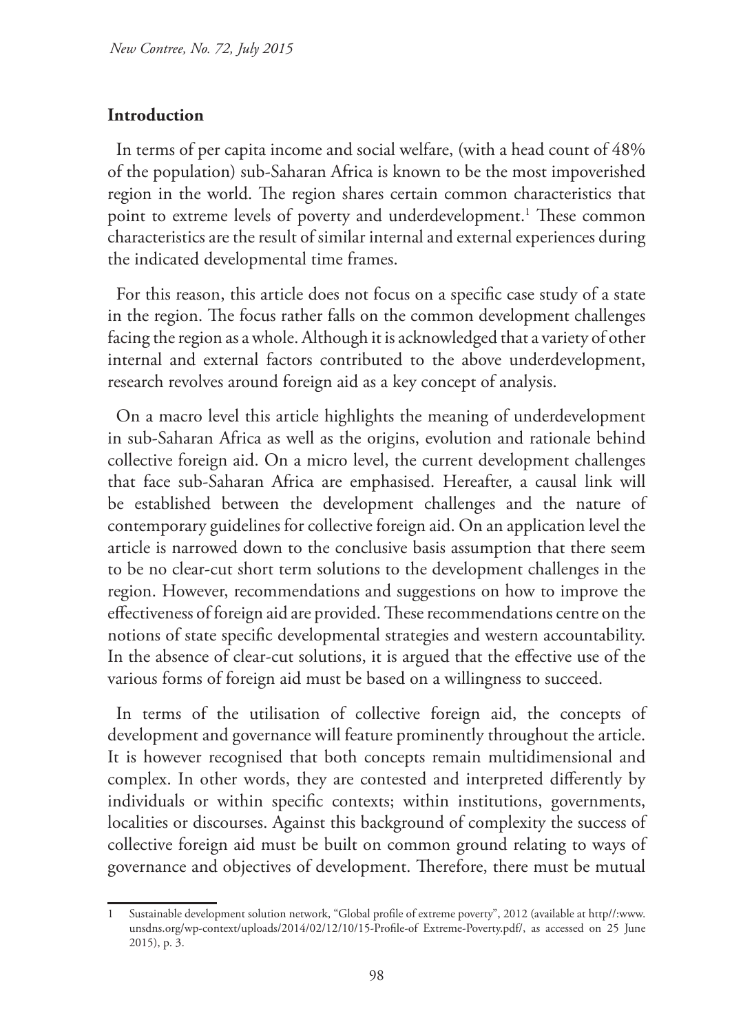## Introduction

In terms of per capita income and social welfare, (with a head count of 48% of the population) sub-Saharan Africa is known to be the most impoverished region in the world. The region shares certain common characteristics that point to extreme levels of poverty and underdevelopment.[1] These common characteristics are the result of similar internal and external experiences during the indicated developmental time frames.

For this reason, this article does not focus on a specific case study of a state in the region. The focus rather falls on the common development challenges facing the region as a whole. Although it is acknowledged that a variety of other internal and external factors contributed to the above underdevelopment, research revolves around foreign aid as a key concept of analysis.

On a macro level this article highlights the meaning of underdevelopment in sub-Saharan Africa as well as the origins, evolution and rationale behind collective foreign aid. On a micro level, the current development challenges that face sub-Saharan Africa are emphasised. Hereafter, a causal link will be established between the development challenges and the nature of contemporary guidelines for collective foreign aid. On an application level the article is narrowed down to the conclusive basis assumption that there seem to be no clear-cut short term solutions to the development challenges in the region. However, recommendations and suggestions on how to improve the effectiveness of foreign aid are provided. These recommendations centre on the notions of state specific developmental strategies and western accountability. In the absence of clear-cut solutions, it is argued that the effective use of the various forms of foreign aid must be based on a willingness to succeed.

In terms of the utilisation of collective foreign aid, the concepts of development and governance will feature prominently throughout the article. It is however recognised that both concepts remain multidimensional and complex. In other words, they are contested and interpreted differently by individuals or within specific contexts; within institutions, governments, localities or discourses. Against this background of complexity the success of collective foreign aid must be built on common ground relating to ways of governance and objectives of development. Therefore, there must be mutual

---

1 Sustainable development solution network, "Global profile of extreme poverty", 2012 (available at http//:www.unsdns.org/wp-context/uploads/2014/02/12/10/15-Profile-of Extreme-Poverty.pdf/, as accessed on 25 June 2015), p. 3.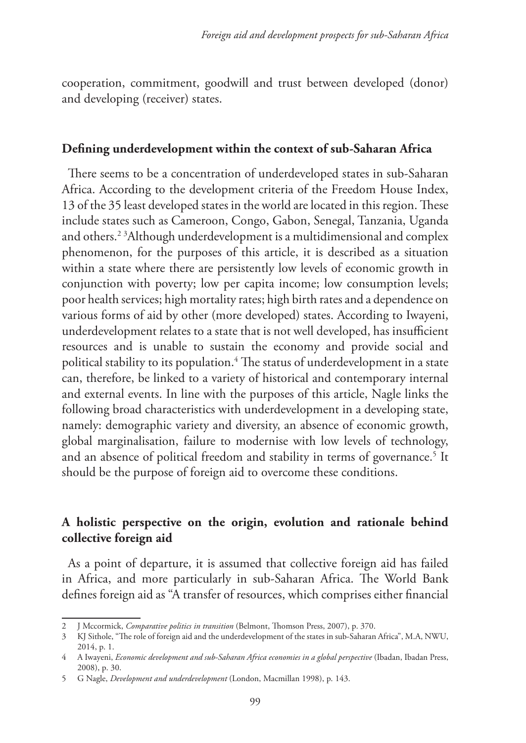cooperation, commitment, goodwill and trust between developed (donor) and developing (receiver) states.

## Defining underdevelopment within the context of sub-Saharan Africa

There seems to be a concentration of underdeveloped states in sub-Saharan Africa. According to the development criteria of the Freedom House Index, 13 of the 35 least developed states in the world are located in this region. These include states such as Cameroon, Congo, Gabon, Senegal, Tanzania, Uganda and others.[2] [3]Although underdevelopment is a multidimensional and complex phenomenon, for the purposes of this article, it is described as a situation within a state where there are persistently low levels of economic growth in conjunction with poverty; low per capita income; low consumption levels; poor health services; high mortality rates; high birth rates and a dependence on various forms of aid by other (more developed) states. According to Iwayeni, underdevelopment relates to a state that is not well developed, has insufficient resources and is unable to sustain the economy and provide social and political stability to its population.[4] The status of underdevelopment in a state can, therefore, be linked to a variety of historical and contemporary internal and external events. In line with the purposes of this article, Nagle links the following broad characteristics with underdevelopment in a developing state, namely: demographic variety and diversity, an absence of economic growth, global marginalisation, failure to modernise with low levels of technology, and an absence of political freedom and stability in terms of governance.[5] It should be the purpose of foreign aid to overcome these conditions.

## A holistic perspective on the origin, evolution and rationale behind collective foreign aid

As a point of departure, it is assumed that collective foreign aid has failed in Africa, and more particularly in sub-Saharan Africa. The World Bank defines foreign aid as "A transfer of resources, which comprises either financial

---

2 J Mccormick, *Comparative politics in transition* (Belmont, Thomson Press, 2007), p. 370.

3 KJ Sithole, "The role of foreign aid and the underdevelopment of the states in sub-Saharan Africa", M.A, NWU, 2014, p. 1.

4 A Iwayeni, *Economic development and sub-Saharan Africa economies in a global perspective* (Ibadan, Ibadan Press, 2008), p. 30.

5 G Nagle, *Development and underdevelopment* (London, Macmillan 1998), p. 143.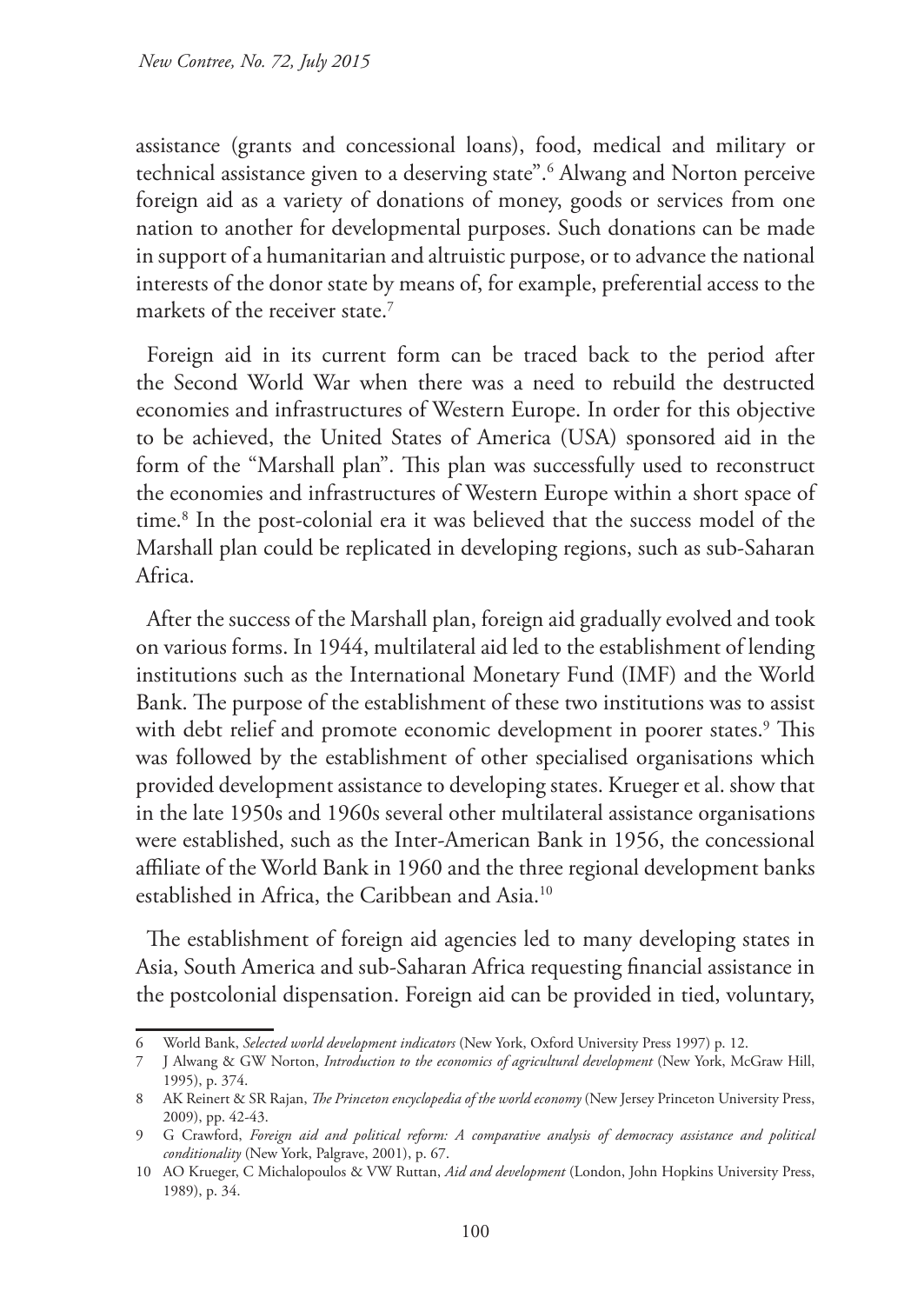assistance (grants and concessional loans), food, medical and military or technical assistance given to a deserving state".[6] Alwang and Norton perceive foreign aid as a variety of donations of money, goods or services from one nation to another for developmental purposes. Such donations can be made in support of a humanitarian and altruistic purpose, or to advance the national interests of the donor state by means of, for example, preferential access to the markets of the receiver state.[7]

Foreign aid in its current form can be traced back to the period after the Second World War when there was a need to rebuild the destructed economies and infrastructures of Western Europe. In order for this objective to be achieved, the United States of America (USA) sponsored aid in the form of the "Marshall plan". This plan was successfully used to reconstruct the economies and infrastructures of Western Europe within a short space of time.[8] In the post-colonial era it was believed that the success model of the Marshall plan could be replicated in developing regions, such as sub-Saharan Africa.

After the success of the Marshall plan, foreign aid gradually evolved and took on various forms. In 1944, multilateral aid led to the establishment of lending institutions such as the International Monetary Fund (IMF) and the World Bank. The purpose of the establishment of these two institutions was to assist with debt relief and promote economic development in poorer states.[9] This was followed by the establishment of other specialised organisations which provided development assistance to developing states. Krueger et al. show that in the late 1950s and 1960s several other multilateral assistance organisations were established, such as the Inter-American Bank in 1956, the concessional affiliate of the World Bank in 1960 and the three regional development banks established in Africa, the Caribbean and Asia.[10]

The establishment of foreign aid agencies led to many developing states in Asia, South America and sub-Saharan Africa requesting financial assistance in the postcolonial dispensation. Foreign aid can be provided in tied, voluntary,

---

6 World Bank, *Selected world development indicators* (New York, Oxford University Press 1997) p. 12.

7 J Alwang & GW Norton, *Introduction to the economics of agricultural development* (New York, McGraw Hill, 1995), p. 374.

8 AK Reinert & SR Rajan, *The Princeton encyclopedia of the world economy* (New Jersey Princeton University Press, 2009), pp. 42-43.

9 G Crawford, *Foreign aid and political reform: A comparative analysis of democracy assistance and political conditionality* (New York, Palgrave, 2001), p. 67.

10 AO Krueger, C Michalopoulos & VW Ruttan, *Aid and development* (London, John Hopkins University Press, 1989), p. 34.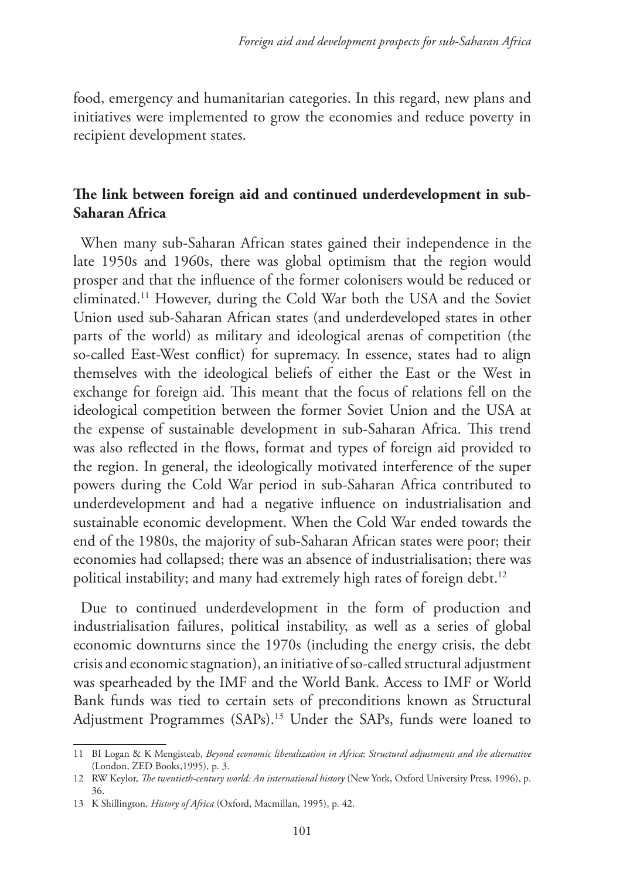food, emergency and humanitarian categories. In this regard, new plans and initiatives were implemented to grow the economies and reduce poverty in recipient development states.

## The link between foreign aid and continued underdevelopment in sub-Saharan Africa

When many sub-Saharan African states gained their independence in the late 1950s and 1960s, there was global optimism that the region would prosper and that the influence of the former colonisers would be reduced or eliminated.[11] However, during the Cold War both the USA and the Soviet Union used sub-Saharan African states (and underdeveloped states in other parts of the world) as military and ideological arenas of competition (the so-called East-West conflict) for supremacy. In essence, states had to align themselves with the ideological beliefs of either the East or the West in exchange for foreign aid. This meant that the focus of relations fell on the ideological competition between the former Soviet Union and the USA at the expense of sustainable development in sub-Saharan Africa. This trend was also reflected in the flows, format and types of foreign aid provided to the region. In general, the ideologically motivated interference of the super powers during the Cold War period in sub-Saharan Africa contributed to underdevelopment and had a negative influence on industrialisation and sustainable economic development. When the Cold War ended towards the end of the 1980s, the majority of sub-Saharan African states were poor; their economies had collapsed; there was an absence of industrialisation; there was political instability; and many had extremely high rates of foreign debt.[12]

Due to continued underdevelopment in the form of production and industrialisation failures, political instability, as well as a series of global economic downturns since the 1970s (including the energy crisis, the debt crisis and economic stagnation), an initiative of so-called structural adjustment was spearheaded by the IMF and the World Bank. Access to IMF or World Bank funds was tied to certain sets of preconditions known as Structural Adjustment Programmes (SAPs).[13] Under the SAPs, funds were loaned to

---

11 BI Logan & K Mengisteab, *Beyond economic liberalization in Africa: Structural adjustments and the alternative* (London, ZED Books,1995), p. 3.

12 RW Keylor, *The twentieth-century world: An international history* (New York, Oxford University Press, 1996), p. 36.

13 K Shillington, *History of Africa* (Oxford, Macmillan, 1995), p. 42.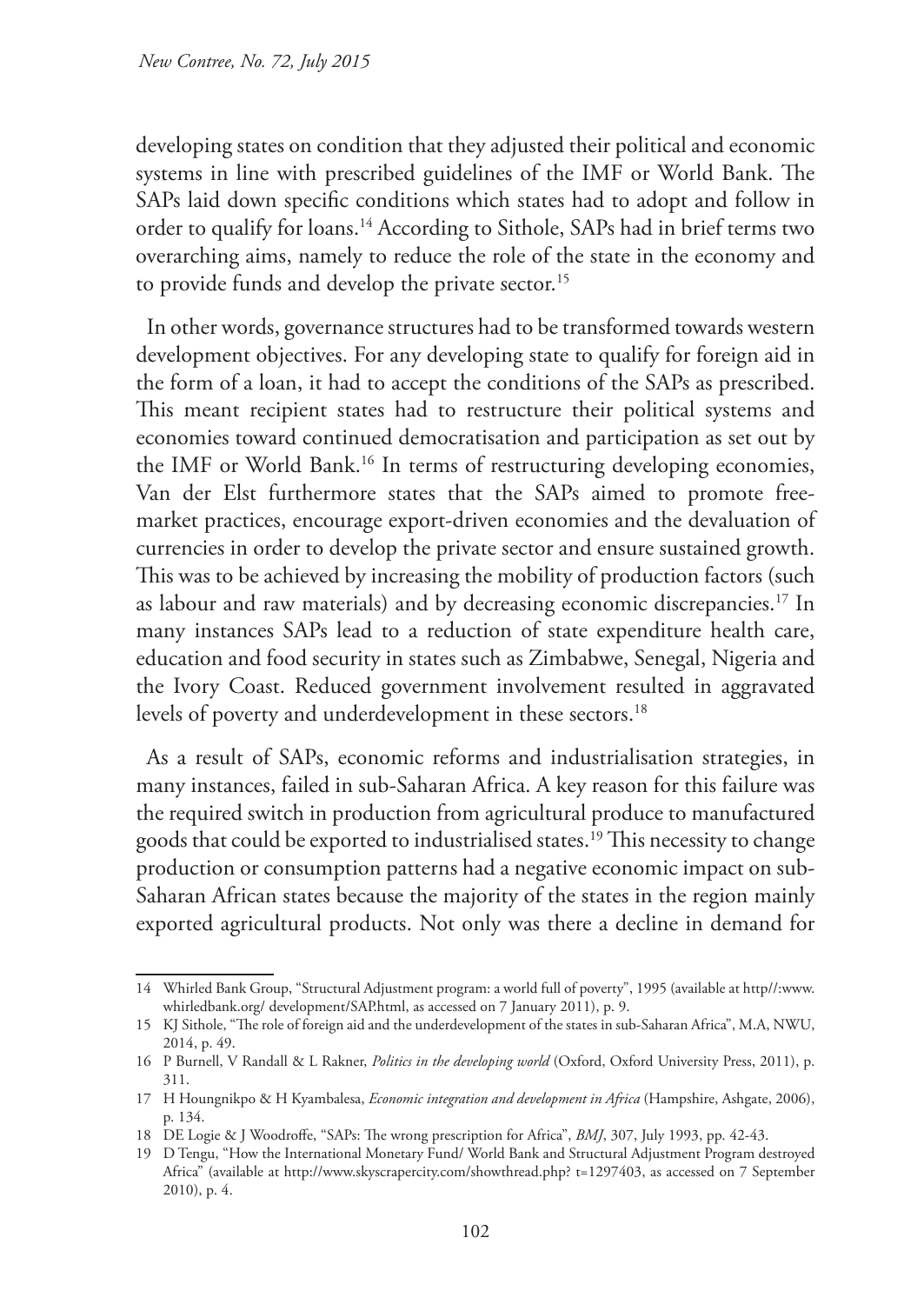developing states on condition that they adjusted their political and economic systems in line with prescribed guidelines of the IMF or World Bank. The SAPs laid down specific conditions which states had to adopt and follow in order to qualify for loans.[14] According to Sithole, SAPs had in brief terms two overarching aims, namely to reduce the role of the state in the economy and to provide funds and develop the private sector.[15]

In other words, governance structures had to be transformed towards western development objectives. For any developing state to qualify for foreign aid in the form of a loan, it had to accept the conditions of the SAPs as prescribed. This meant recipient states had to restructure their political systems and economies toward continued democratisation and participation as set out by the IMF or World Bank.[16] In terms of restructuring developing economies, Van der Elst furthermore states that the SAPs aimed to promote free-market practices, encourage export-driven economies and the devaluation of currencies in order to develop the private sector and ensure sustained growth. This was to be achieved by increasing the mobility of production factors (such as labour and raw materials) and by decreasing economic discrepancies.[17] In many instances SAPs lead to a reduction of state expenditure health care, education and food security in states such as Zimbabwe, Senegal, Nigeria and the Ivory Coast. Reduced government involvement resulted in aggravated levels of poverty and underdevelopment in these sectors.[18]

As a result of SAPs, economic reforms and industrialisation strategies, in many instances, failed in sub-Saharan Africa. A key reason for this failure was the required switch in production from agricultural produce to manufactured goods that could be exported to industrialised states.[19] This necessity to change production or consumption patterns had a negative economic impact on sub-Saharan African states because the majority of the states in the region mainly exported agricultural products. Not only was there a decline in demand for

---

14 Whirled Bank Group, "Structural Adjustment program: a world full of poverty", 1995 (available at http//:www.whirledbank.org/ development/SAP.html, as accessed on 7 January 2011), p. 9.

15 KJ Sithole, "The role of foreign aid and the underdevelopment of the states in sub-Saharan Africa", M.A, NWU, 2014, p. 49.

16 P Burnell, V Randall & L Rakner, *Politics in the developing world* (Oxford, Oxford University Press, 2011), p. 311.

17 H Houngnikpo & H Kyambalesa, *Economic integration and development in Africa* (Hampshire, Ashgate, 2006), p. 134.

18 DE Logie & J Woodroffe, "SAPs: The wrong prescription for Africa", *BMJ*, 307, July 1993, pp. 42-43.

19 D Tengu, "How the International Monetary Fund/ World Bank and Structural Adjustment Program destroyed Africa" (available at http://www.skyscrapercity.com/showthread.php? t=1297403, as accessed on 7 September 2010), p. 4.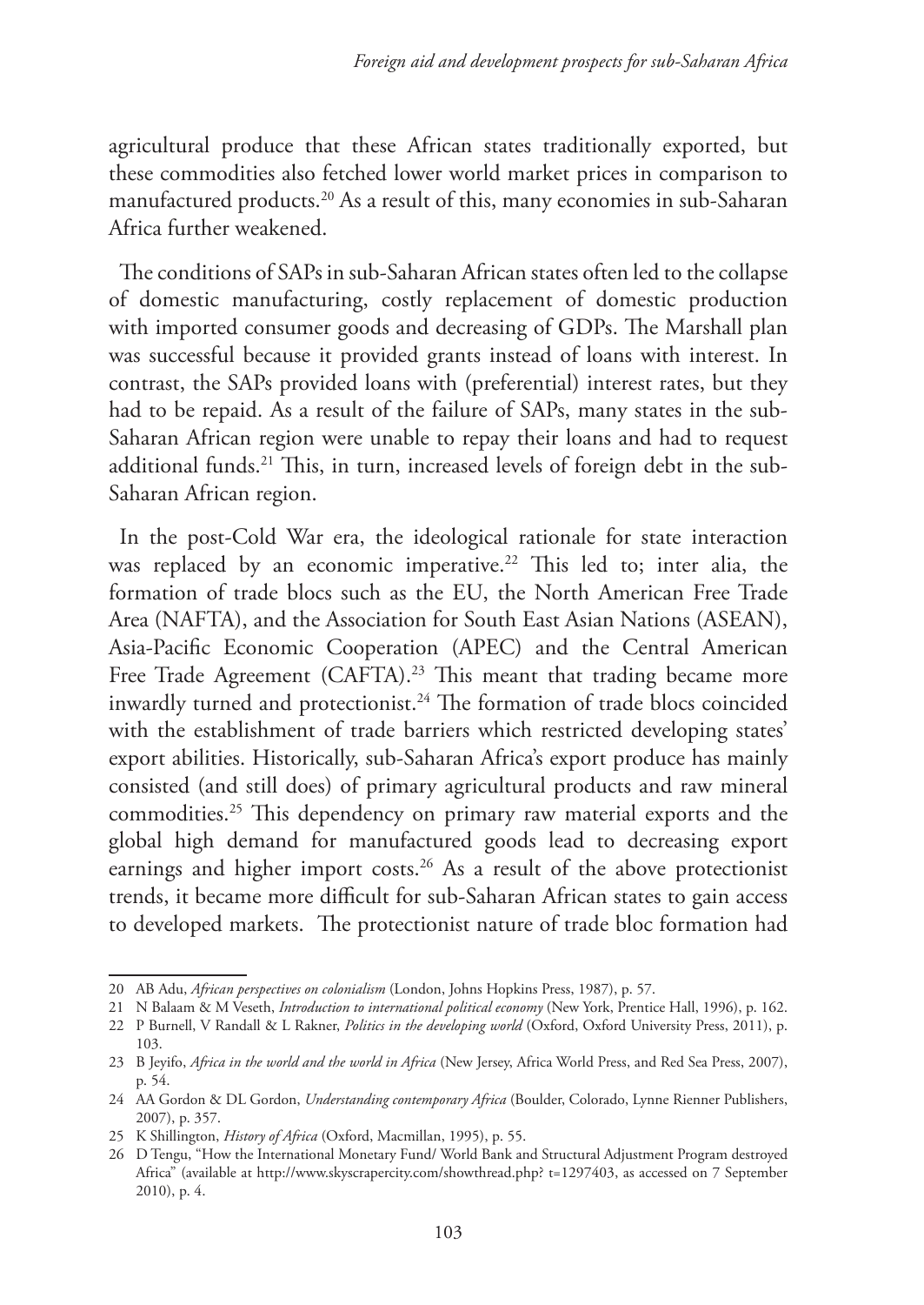agricultural produce that these African states traditionally exported, but these commodities also fetched lower world market prices in comparison to manufactured products.[20] As a result of this, many economies in sub-Saharan Africa further weakened.

The conditions of SAPs in sub-Saharan African states often led to the collapse of domestic manufacturing, costly replacement of domestic production with imported consumer goods and decreasing of GDPs. The Marshall plan was successful because it provided grants instead of loans with interest. In contrast, the SAPs provided loans with (preferential) interest rates, but they had to be repaid. As a result of the failure of SAPs, many states in the sub-Saharan African region were unable to repay their loans and had to request additional funds.[21] This, in turn, increased levels of foreign debt in the sub-Saharan African region.

In the post-Cold War era, the ideological rationale for state interaction was replaced by an economic imperative.[22] This led to; inter alia, the formation of trade blocs such as the EU, the North American Free Trade Area (NAFTA), and the Association for South East Asian Nations (ASEAN), Asia-Pacific Economic Cooperation (APEC) and the Central American Free Trade Agreement (CAFTA).[23] This meant that trading became more inwardly turned and protectionist.[24] The formation of trade blocs coincided with the establishment of trade barriers which restricted developing states' export abilities. Historically, sub-Saharan Africa's export produce has mainly consisted (and still does) of primary agricultural products and raw mineral commodities.[25] This dependency on primary raw material exports and the global high demand for manufactured goods lead to decreasing export earnings and higher import costs.[26] As a result of the above protectionist trends, it became more difficult for sub-Saharan African states to gain access to developed markets. The protectionist nature of trade bloc formation had

---

20 AB Adu, *African perspectives on colonialism* (London, Johns Hopkins Press, 1987), p. 57.

21 N Balaam & M Veseth, *Introduction to international political economy* (New York, Prentice Hall, 1996), p. 162.

22 P Burnell, V Randall & L Rakner, *Politics in the developing world* (Oxford, Oxford University Press, 2011), p. 103.

23 B Jeyifo, *Africa in the world and the world in Africa* (New Jersey, Africa World Press, and Red Sea Press, 2007), p. 54.

24 AA Gordon & DL Gordon, *Understanding contemporary Africa* (Boulder, Colorado, Lynne Rienner Publishers, 2007), p. 357.

25 K Shillington, *History of Africa* (Oxford, Macmillan, 1995), p. 55.

26 D Tengu, "How the International Monetary Fund/ World Bank and Structural Adjustment Program destroyed Africa" (available at http://www.skyscrapercity.com/showthread.php? t=1297403, as accessed on 7 September 2010), p. 4.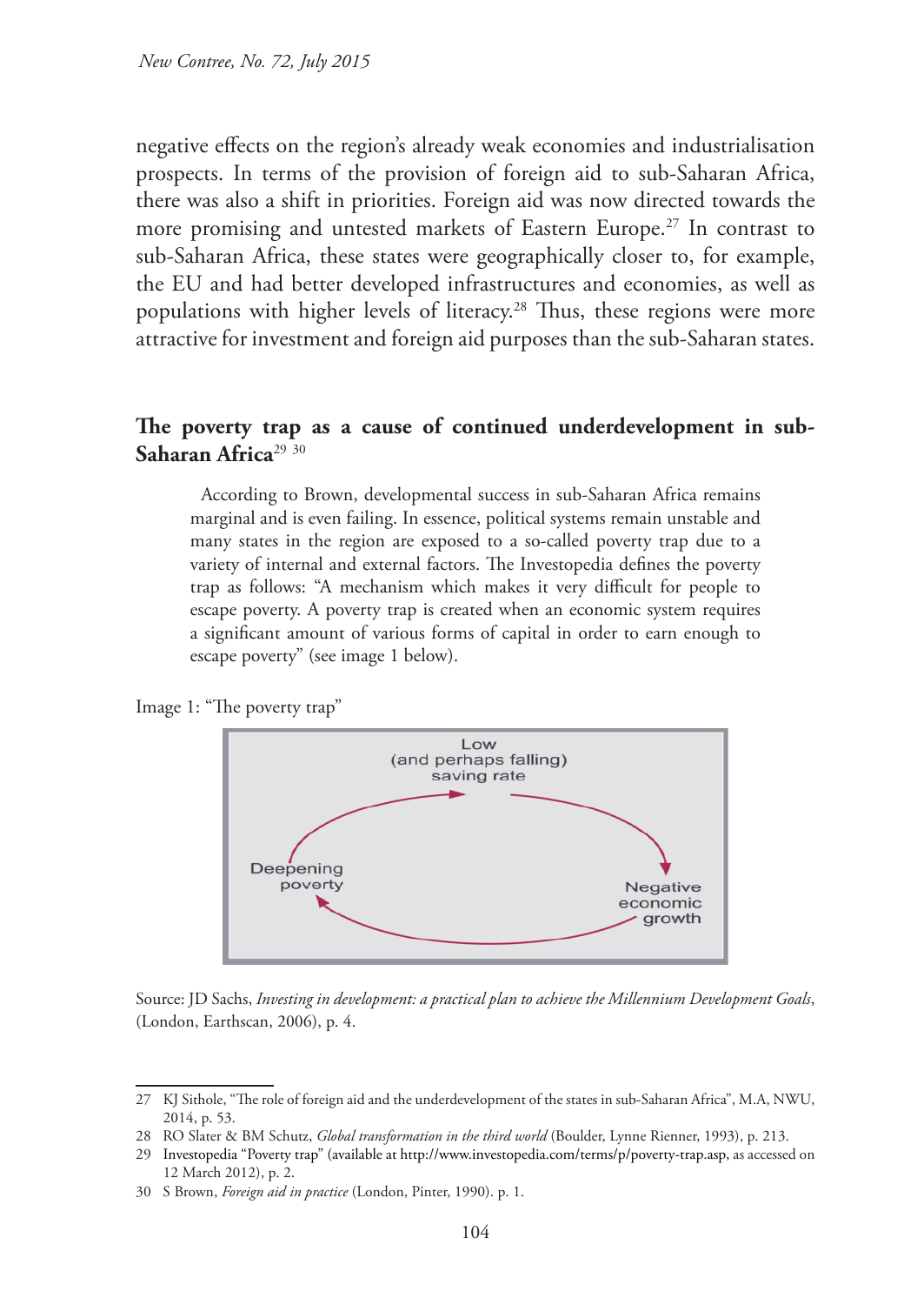negative effects on the region's already weak economies and industrialisation prospects. In terms of the provision of foreign aid to sub-Saharan Africa, there was also a shift in priorities. Foreign aid was now directed towards the more promising and untested markets of Eastern Europe.[27] In contrast to sub-Saharan Africa, these states were geographically closer to, for example, the EU and had better developed infrastructures and economies, as well as populations with higher levels of literacy.[28] Thus, these regions were more attractive for investment and foreign aid purposes than the sub-Saharan states.

## The poverty trap as a cause of continued underdevelopment in sub-Saharan Africa[29] [30]

> According to Brown, developmental success in sub-Saharan Africa remains marginal and is even failing. In essence, political systems remain unstable and many states in the region are exposed to a so-called poverty trap due to a variety of internal and external factors. The Investopedia defines the poverty trap as follows: "A mechanism which makes it very difficult for people to escape poverty. A poverty trap is created when an economic system requires a significant amount of various forms of capital in order to earn enough to escape poverty" (see image 1 below).

Image 1: "The poverty trap"

Low (and perhaps falling) saving rate → Negative economic growth → Deepening poverty → Low (and perhaps falling) saving rate

Source: JD Sachs, *Investing in development: a practical plan to achieve the Millennium Development Goals*, (London, Earthscan, 2006), p. 4.

---

27 KJ Sithole, "The role of foreign aid and the underdevelopment of the states in sub-Saharan Africa", M.A, NWU, 2014, p. 53.

28 RO Slater & BM Schutz, *Global transformation in the third world* (Boulder, Lynne Rienner, 1993), p. 213.

29 Investopedia "Poverty trap" (available at http://www.investopedia.com/terms/p/poverty-trap.asp, as accessed on 12 March 2012), p. 2.

30 S Brown, *Foreign aid in practice* (London, Pinter, 1990). p. 1.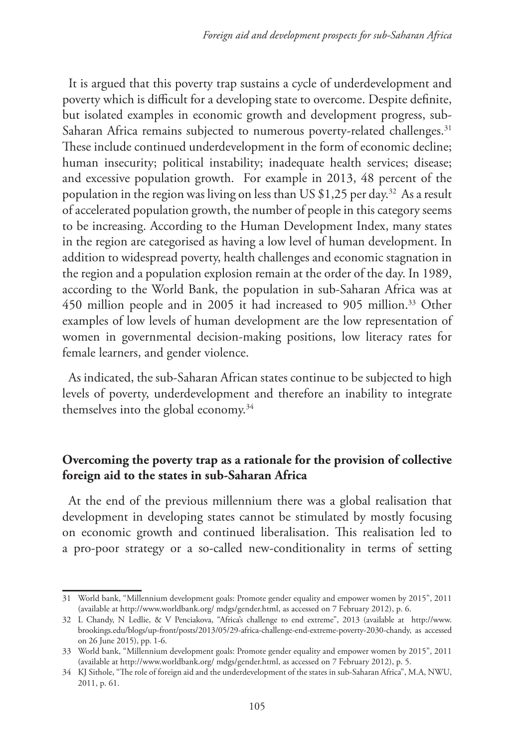It is argued that this poverty trap sustains a cycle of underdevelopment and poverty which is difficult for a developing state to overcome. Despite definite, but isolated examples in economic growth and development progress, sub-Saharan Africa remains subjected to numerous poverty-related challenges.[31] These include continued underdevelopment in the form of economic decline; human insecurity; political instability; inadequate health services; disease; and excessive population growth. For example in 2013, 48 percent of the population in the region was living on less than US $1,25 per day.[32] As a result of accelerated population growth, the number of people in this category seems to be increasing. According to the Human Development Index, many states in the region are categorised as having a low level of human development. In addition to widespread poverty, health challenges and economic stagnation in the region and a population explosion remain at the order of the day. In 1989, according to the World Bank, the population in sub-Saharan Africa was at 450 million people and in 2005 it had increased to 905 million.[33] Other examples of low levels of human development are the low representation of women in governmental decision-making positions, low literacy rates for female learners, and gender violence.

As indicated, the sub-Saharan African states continue to be subjected to high levels of poverty, underdevelopment and therefore an inability to integrate themselves into the global economy.[34]

## Overcoming the poverty trap as a rationale for the provision of collective foreign aid to the states in sub-Saharan Africa

At the end of the previous millennium there was a global realisation that development in developing states cannot be stimulated by mostly focusing on economic growth and continued liberalisation. This realisation led to a pro-poor strategy or a so-called new-conditionality in terms of setting

---

31 World bank, "Millennium development goals: Promote gender equality and empower women by 2015", 2011 (available at http://www.worldbank.org/ mdgs/gender.html, as accessed on 7 February 2012), p. 6.

32 L Chandy, N Ledlie, & V Penciakova, "Africa's challenge to end extreme", 2013 (available at http://www.brookings.edu/blogs/up-front/posts/2013/05/29-africa-challenge-end-extreme-poverty-2030-chandy, as accessed on 26 June 2015), pp. 1-6.

33 World bank, "Millennium development goals: Promote gender equality and empower women by 2015", 2011 (available at http://www.worldbank.org/ mdgs/gender.html, as accessed on 7 February 2012), p. 5.

34 KJ Sithole, "The role of foreign aid and the underdevelopment of the states in sub-Saharan Africa", M.A, NWU, 2011, p. 61.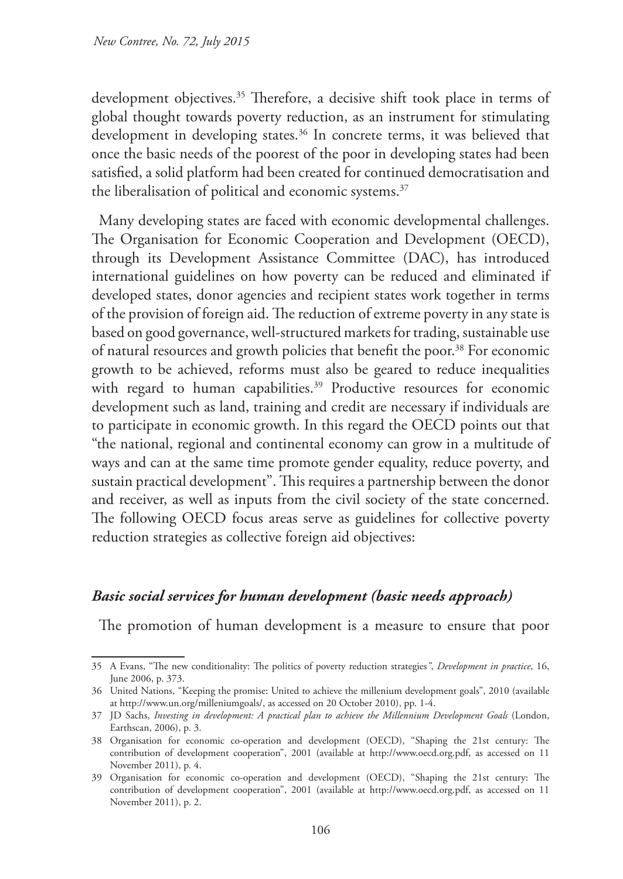development objectives.[35] Therefore, a decisive shift took place in terms of global thought towards poverty reduction, as an instrument for stimulating development in developing states.[36] In concrete terms, it was believed that once the basic needs of the poorest of the poor in developing states had been satisfied, a solid platform had been created for continued democratisation and the liberalisation of political and economic systems.[37]

Many developing states are faced with economic developmental challenges. The Organisation for Economic Cooperation and Development (OECD), through its Development Assistance Committee (DAC), has introduced international guidelines on how poverty can be reduced and eliminated if developed states, donor agencies and recipient states work together in terms of the provision of foreign aid. The reduction of extreme poverty in any state is based on good governance, well-structured markets for trading, sustainable use of natural resources and growth policies that benefit the poor.[38] For economic growth to be achieved, reforms must also be geared to reduce inequalities with regard to human capabilities.[39] Productive resources for economic development such as land, training and credit are necessary if individuals are to participate in economic growth. In this regard the OECD points out that "the national, regional and continental economy can grow in a multitude of ways and can at the same time promote gender equality, reduce poverty, and sustain practical development". This requires a partnership between the donor and receiver, as well as inputs from the civil society of the state concerned. The following OECD focus areas serve as guidelines for collective poverty reduction strategies as collective foreign aid objectives:

### *Basic social services for human development (basic needs approach)*

The promotion of human development is a measure to ensure that poor

---

35 A Evans, "The new conditionality: The politics of poverty reduction strategies", *Development in practice*, 16, June 2006, p. 373.

36 United Nations, "Keeping the promise: United to achieve the millenium development goals", 2010 (available at http://www.un.org/milleniumgoals/, as accessed on 20 October 2010), pp. 1-4.

37 JD Sachs, *Investing in development: A practical plan to achieve the Millennium Development Goals* (London, Earthscan, 2006), p. 3.

38 Organisation for economic co-operation and development (OECD), "Shaping the 21st century: The contribution of development cooperation", 2001 (available at http://www.oecd.org.pdf, as accessed on 11 November 2011), p. 4.

39 Organisation for economic co-operation and development (OECD), "Shaping the 21st century: The contribution of development cooperation", 2001 (available at http://www.oecd.org.pdf, as accessed on 11 November 2011), p. 2.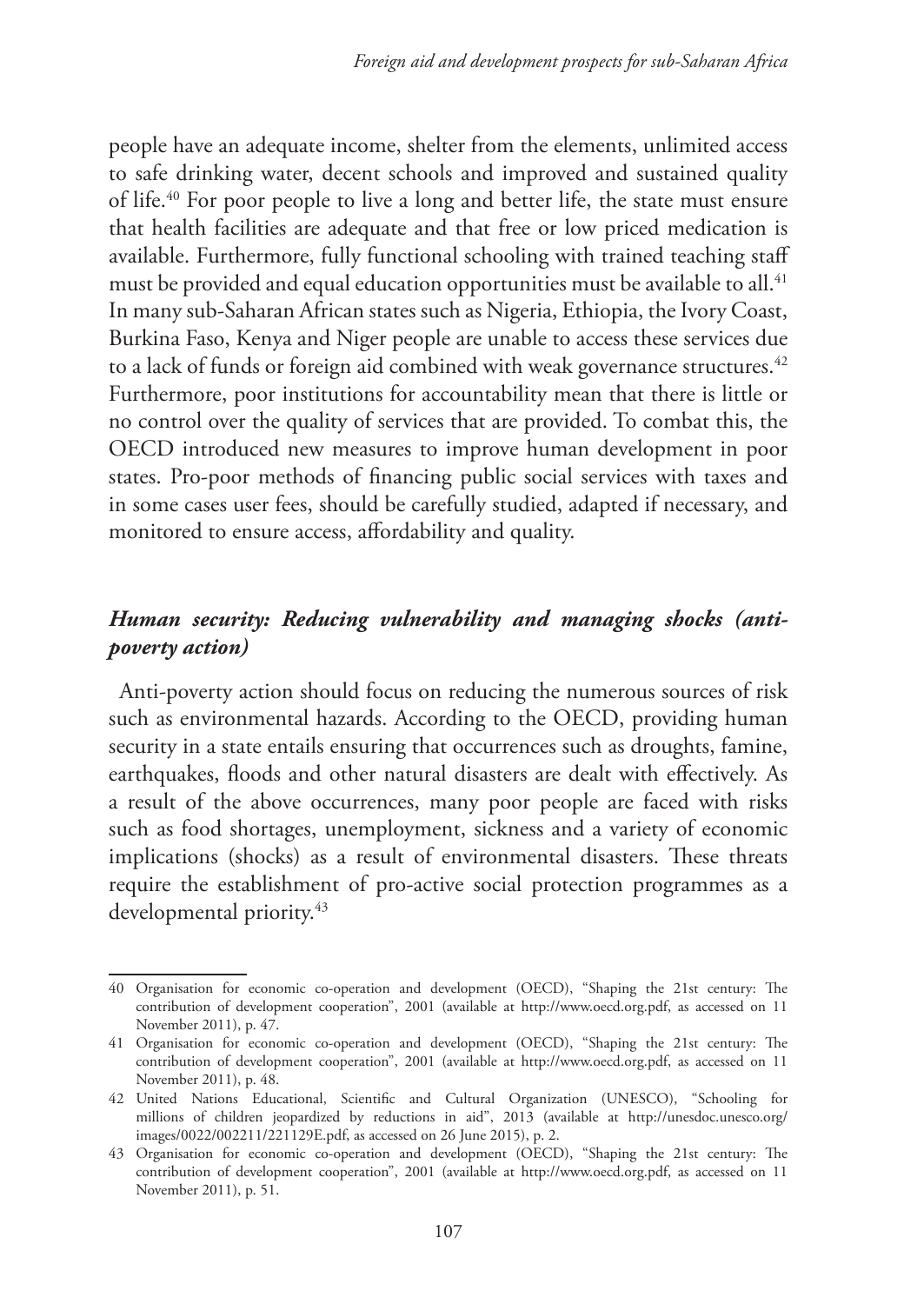people have an adequate income, shelter from the elements, unlimited access to safe drinking water, decent schools and improved and sustained quality of life.[40] For poor people to live a long and better life, the state must ensure that health facilities are adequate and that free or low priced medication is available. Furthermore, fully functional schooling with trained teaching staff must be provided and equal education opportunities must be available to all.[41] In many sub-Saharan African states such as Nigeria, Ethiopia, the Ivory Coast, Burkina Faso, Kenya and Niger people are unable to access these services due to a lack of funds or foreign aid combined with weak governance structures.[42] Furthermore, poor institutions for accountability mean that there is little or no control over the quality of services that are provided. To combat this, the OECD introduced new measures to improve human development in poor states. Pro-poor methods of financing public social services with taxes and in some cases user fees, should be carefully studied, adapted if necessary, and monitored to ensure access, affordability and quality.

### *Human security: Reducing vulnerability and managing shocks (anti-poverty action)*

Anti-poverty action should focus on reducing the numerous sources of risk such as environmental hazards. According to the OECD, providing human security in a state entails ensuring that occurrences such as droughts, famine, earthquakes, floods and other natural disasters are dealt with effectively. As a result of the above occurrences, many poor people are faced with risks such as food shortages, unemployment, sickness and a variety of economic implications (shocks) as a result of environmental disasters. These threats require the establishment of pro-active social protection programmes as a developmental priority.[43]

---

40 Organisation for economic co-operation and development (OECD), "Shaping the 21st century: The contribution of development cooperation", 2001 (available at http://www.oecd.org.pdf, as accessed on 11 November 2011), p. 47.

41 Organisation for economic co-operation and development (OECD), "Shaping the 21st century: The contribution of development cooperation", 2001 (available at http://www.oecd.org.pdf, as accessed on 11 November 2011), p. 48.

42 United Nations Educational, Scientific and Cultural Organization (UNESCO), "Schooling for millions of children jeopardized by reductions in aid", 2013 (available at http://unesdoc.unesco.org/images/0022/002211/221129E.pdf, as accessed on 26 June 2015), p. 2.

43 Organisation for economic co-operation and development (OECD), "Shaping the 21st century: The contribution of development cooperation", 2001 (available at http://www.oecd.org.pdf, as accessed on 11 November 2011), p. 51.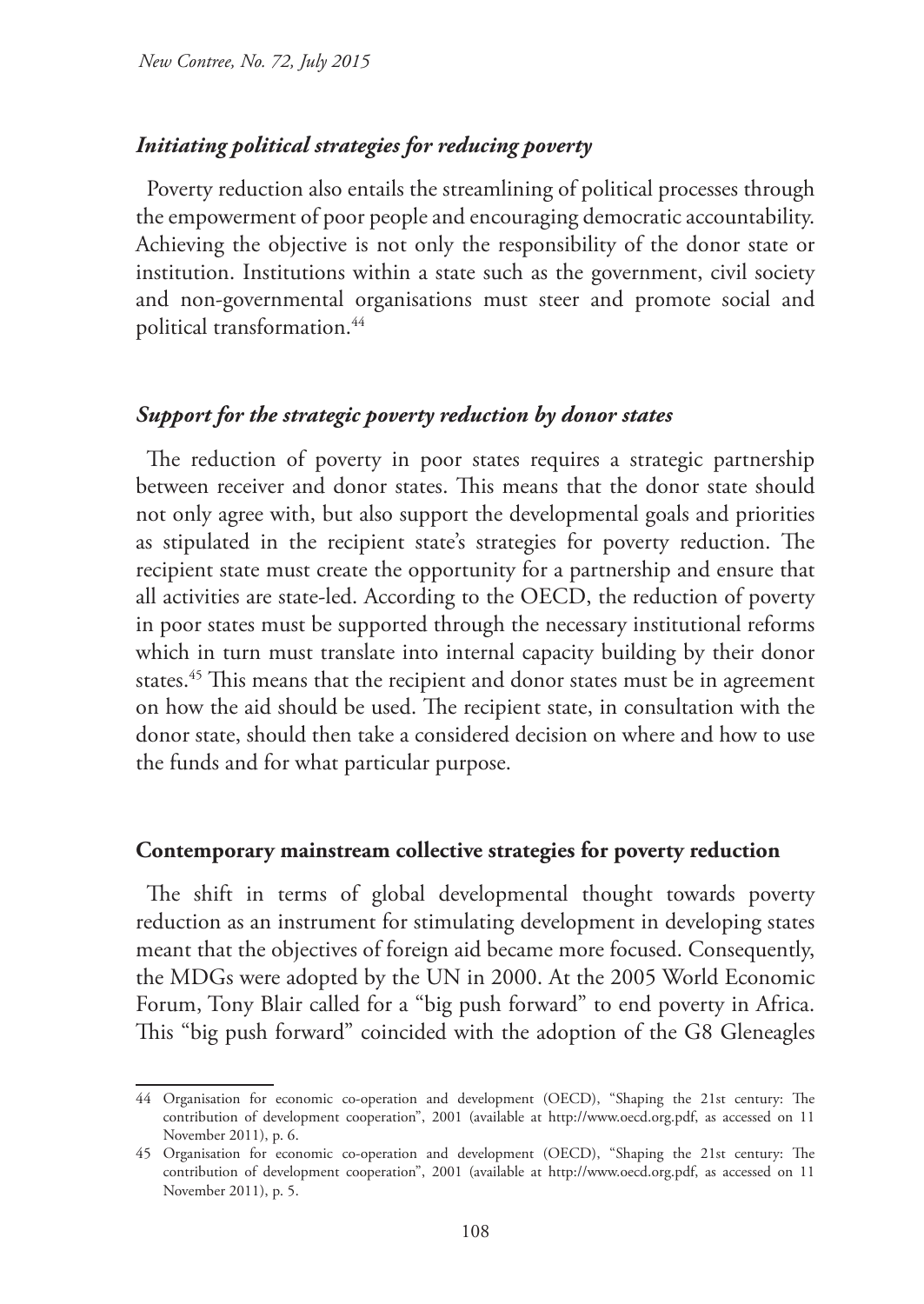### *Initiating political strategies for reducing poverty*

Poverty reduction also entails the streamlining of political processes through the empowerment of poor people and encouraging democratic accountability. Achieving the objective is not only the responsibility of the donor state or institution. Institutions within a state such as the government, civil society and non-governmental organisations must steer and promote social and political transformation.[44]

### *Support for the strategic poverty reduction by donor states*

The reduction of poverty in poor states requires a strategic partnership between receiver and donor states. This means that the donor state should not only agree with, but also support the developmental goals and priorities as stipulated in the recipient state's strategies for poverty reduction. The recipient state must create the opportunity for a partnership and ensure that all activities are state-led. According to the OECD, the reduction of poverty in poor states must be supported through the necessary institutional reforms which in turn must translate into internal capacity building by their donor states.[45] This means that the recipient and donor states must be in agreement on how the aid should be used. The recipient state, in consultation with the donor state, should then take a considered decision on where and how to use the funds and for what particular purpose.

## **Contemporary mainstream collective strategies for poverty reduction**

The shift in terms of global developmental thought towards poverty reduction as an instrument for stimulating development in developing states meant that the objectives of foreign aid became more focused. Consequently, the MDGs were adopted by the UN in 2000. At the 2005 World Economic Forum, Tony Blair called for a "big push forward" to end poverty in Africa. This "big push forward" coincided with the adoption of the G8 Gleneagles

---

44 Organisation for economic co-operation and development (OECD), "Shaping the 21st century: The contribution of development cooperation", 2001 (available at http://www.oecd.org.pdf, as accessed on 11 November 2011), p. 6.

45 Organisation for economic co-operation and development (OECD), "Shaping the 21st century: The contribution of development cooperation", 2001 (available at http://www.oecd.org.pdf, as accessed on 11 November 2011), p. 5.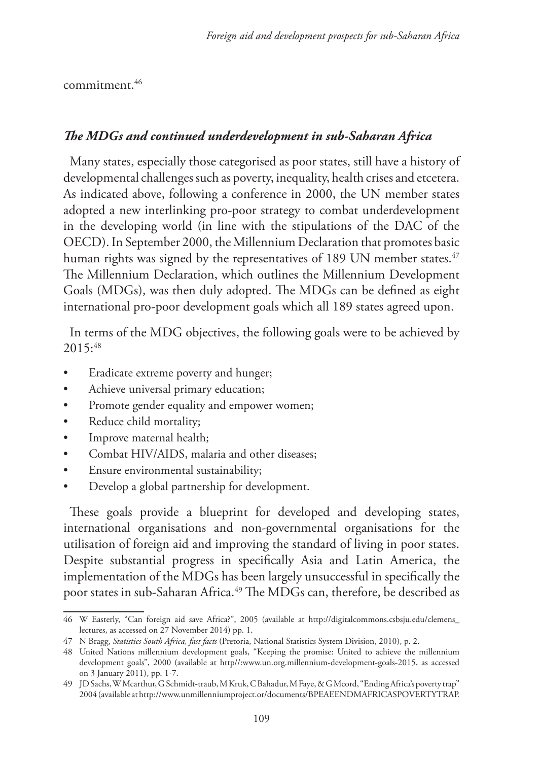commitment.[46]

### *The MDGs and continued underdevelopment in sub-Saharan Africa*

Many states, especially those categorised as poor states, still have a history of developmental challenges such as poverty, inequality, health crises and etcetera. As indicated above, following a conference in 2000, the UN member states adopted a new interlinking pro-poor strategy to combat underdevelopment in the developing world (in line with the stipulations of the DAC of the OECD). In September 2000, the Millennium Declaration that promotes basic human rights was signed by the representatives of 189 UN member states.[47] The Millennium Declaration, which outlines the Millennium Development Goals (MDGs), was then duly adopted. The MDGs can be defined as eight international pro-poor development goals which all 189 states agreed upon.

In terms of the MDG objectives, the following goals were to be achieved by 2015:[48]

- Eradicate extreme poverty and hunger;
- Achieve universal primary education;
- Promote gender equality and empower women;
- Reduce child mortality;
- Improve maternal health;
- Combat HIV/AIDS, malaria and other diseases;
- Ensure environmental sustainability;
- Develop a global partnership for development.

These goals provide a blueprint for developed and developing states, international organisations and non-governmental organisations for the utilisation of foreign aid and improving the standard of living in poor states. Despite substantial progress in specifically Asia and Latin America, the implementation of the MDGs has been largely unsuccessful in specifically the poor states in sub-Saharan Africa.[49] The MDGs can, therefore, be described as

---

46 W Easterly, "Can foreign aid save Africa?", 2005 (available at http://digitalcommons.csbsju.edu/clemens_lectures, as accessed on 27 November 2014) pp. 1.

47 N Bragg, *Statistics South Africa, fast facts* (Pretoria, National Statistics System Division, 2010), p. 2.

48 United Nations millennium development goals, "Keeping the promise: United to achieve the millennium development goals", 2000 (available at http//:www.un.org.millennium-development-goals-2015, as accessed on 3 January 2011), pp. 1-7.

49 JD Sachs, W Mcarthur, G Schmidt-traub, M Kruk, C Bahadur, M Faye, & G Mcord, "Ending Africa's poverty trap" 2004 (available at http://www.unmillenniumproject.or/documents/BPEAEENDMAFRICASPOVERTYTRAP.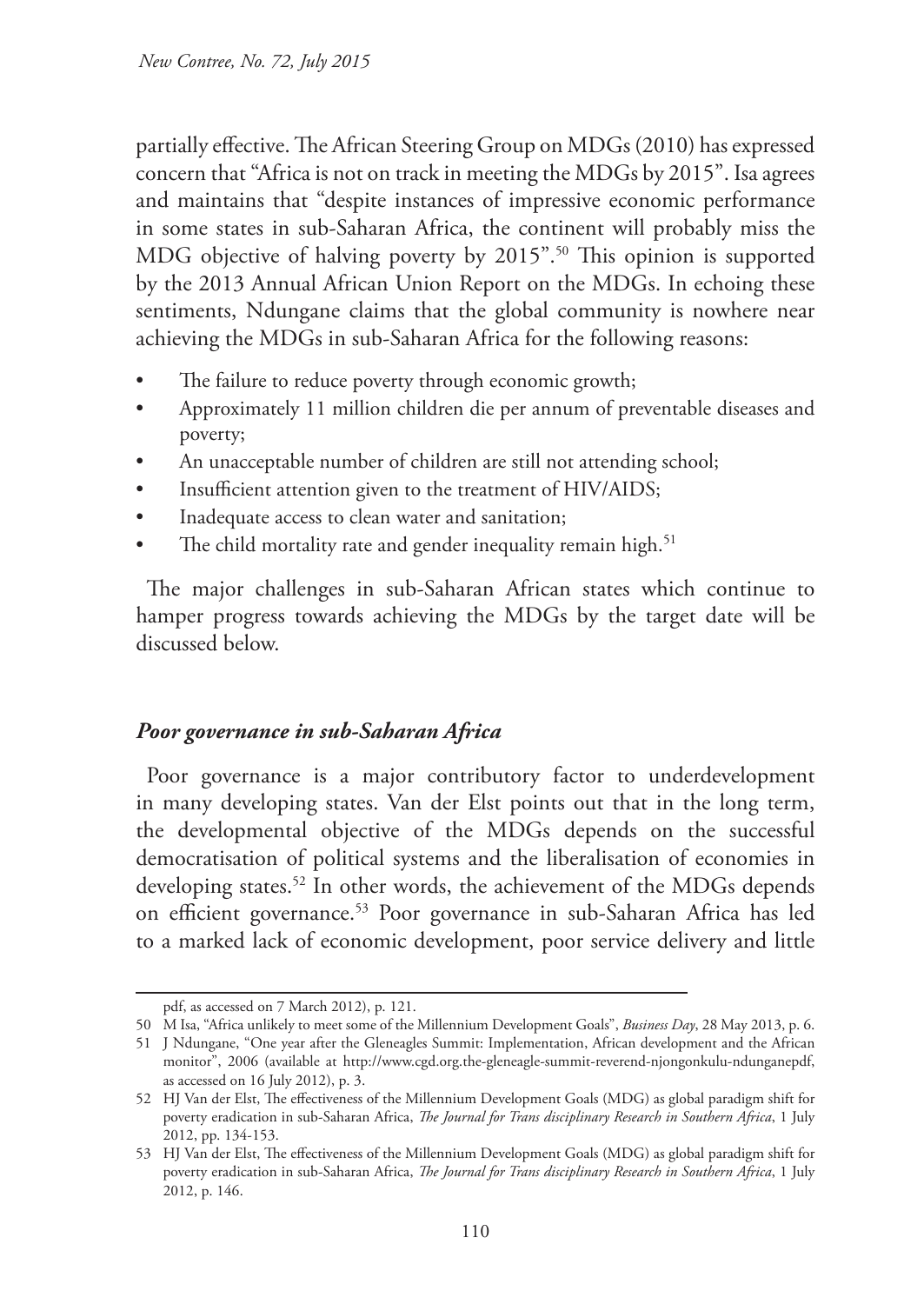partially effective. The African Steering Group on MDGs (2010) has expressed concern that "Africa is not on track in meeting the MDGs by 2015". Isa agrees and maintains that "despite instances of impressive economic performance in some states in sub-Saharan Africa, the continent will probably miss the MDG objective of halving poverty by 2015".[50] This opinion is supported by the 2013 Annual African Union Report on the MDGs. In echoing these sentiments, Ndungane claims that the global community is nowhere near achieving the MDGs in sub-Saharan Africa for the following reasons:

- The failure to reduce poverty through economic growth;
- Approximately 11 million children die per annum of preventable diseases and poverty;
- An unacceptable number of children are still not attending school;
- Insufficient attention given to the treatment of HIV/AIDS;
- Inadequate access to clean water and sanitation;
- The child mortality rate and gender inequality remain high.[51]

The major challenges in sub-Saharan African states which continue to hamper progress towards achieving the MDGs by the target date will be discussed below.

### *Poor governance in sub-Saharan Africa*

Poor governance is a major contributory factor to underdevelopment in many developing states. Van der Elst points out that in the long term, the developmental objective of the MDGs depends on the successful democratisation of political systems and the liberalisation of economies in developing states.[52] In other words, the achievement of the MDGs depends on efficient governance.[53] Poor governance in sub-Saharan Africa has led to a marked lack of economic development, poor service delivery and little

---

pdf, as accessed on 7 March 2012), p. 121.

50 M Isa, "Africa unlikely to meet some of the Millennium Development Goals", *Business Day*, 28 May 2013, p. 6.

51 J Ndungane, "One year after the Gleneagles Summit: Implementation, African development and the African monitor", 2006 (available at http://www.cgd.org.the-gleneagle-summit-reverend-njongonkulu-ndunganepdf, as accessed on 16 July 2012), p. 3.

52 HJ Van der Elst, The effectiveness of the Millennium Development Goals (MDG) as global paradigm shift for poverty eradication in sub-Saharan Africa, *The Journal for Trans disciplinary Research in Southern Africa*, 1 July 2012, pp. 134-153.

53 HJ Van der Elst, The effectiveness of the Millennium Development Goals (MDG) as global paradigm shift for poverty eradication in sub-Saharan Africa, *The Journal for Trans disciplinary Research in Southern Africa*, 1 July 2012, p. 146.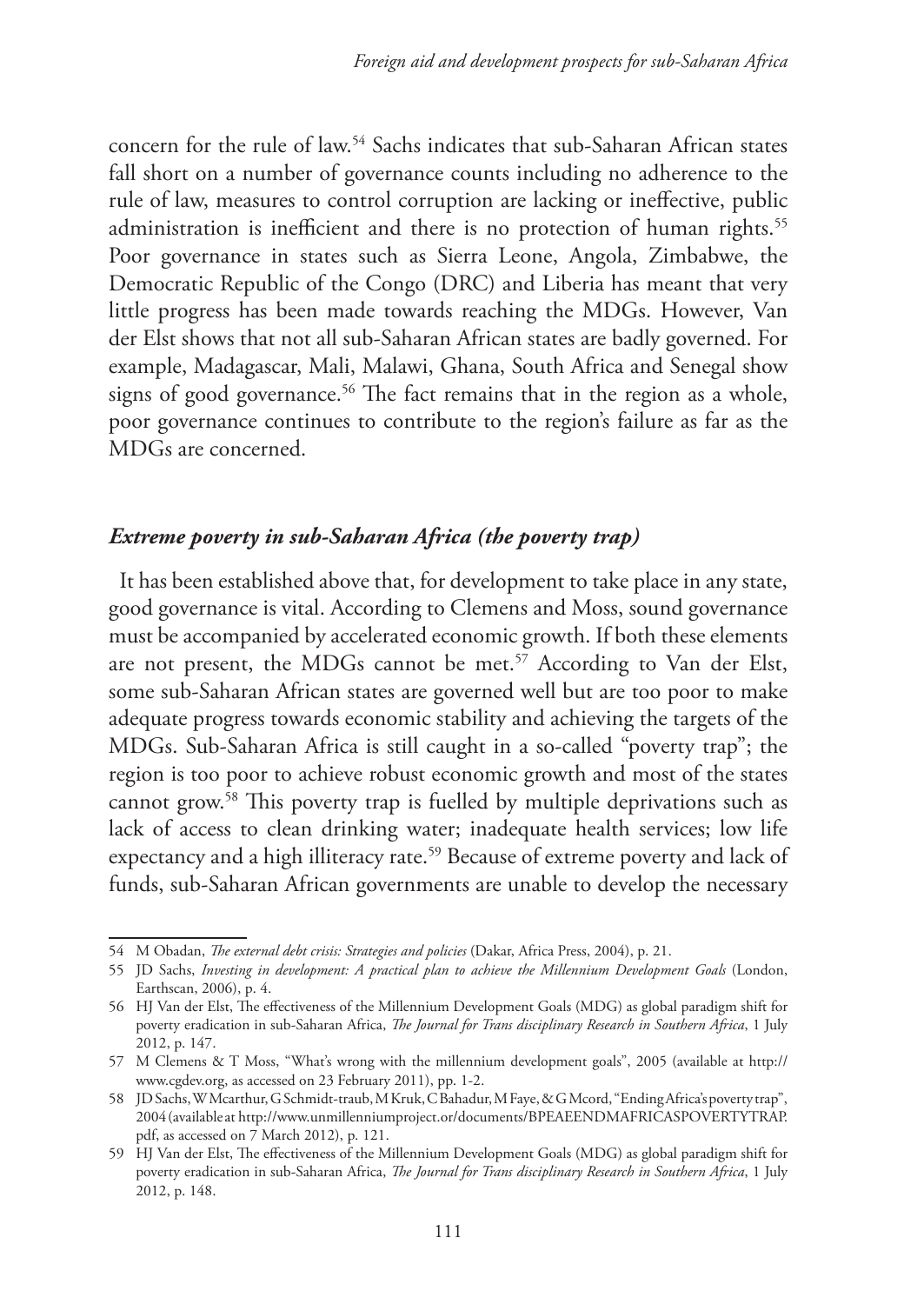concern for the rule of law.[54] Sachs indicates that sub-Saharan African states fall short on a number of governance counts including no adherence to the rule of law, measures to control corruption are lacking or ineffective, public administration is inefficient and there is no protection of human rights.[55] Poor governance in states such as Sierra Leone, Angola, Zimbabwe, the Democratic Republic of the Congo (DRC) and Liberia has meant that very little progress has been made towards reaching the MDGs. However, Van der Elst shows that not all sub-Saharan African states are badly governed. For example, Madagascar, Mali, Malawi, Ghana, South Africa and Senegal show signs of good governance.[56] The fact remains that in the region as a whole, poor governance continues to contribute to the region's failure as far as the MDGs are concerned.

### *Extreme poverty in sub-Saharan Africa (the poverty trap)*

It has been established above that, for development to take place in any state, good governance is vital. According to Clemens and Moss, sound governance must be accompanied by accelerated economic growth. If both these elements are not present, the MDGs cannot be met.[57] According to Van der Elst, some sub-Saharan African states are governed well but are too poor to make adequate progress towards economic stability and achieving the targets of the MDGs. Sub-Saharan Africa is still caught in a so-called "poverty trap"; the region is too poor to achieve robust economic growth and most of the states cannot grow.[58] This poverty trap is fuelled by multiple deprivations such as lack of access to clean drinking water; inadequate health services; low life expectancy and a high illiteracy rate.[59] Because of extreme poverty and lack of funds, sub-Saharan African governments are unable to develop the necessary

---

54 M Obadan, *The external debt crisis: Strategies and policies* (Dakar, Africa Press, 2004), p. 21.

55 JD Sachs, *Investing in development: A practical plan to achieve the Millennium Development Goals* (London, Earthscan, 2006), p. 4.

56 HJ Van der Elst, The effectiveness of the Millennium Development Goals (MDG) as global paradigm shift for poverty eradication in sub-Saharan Africa, *The Journal for Trans disciplinary Research in Southern Africa*, 1 July 2012, p. 147.

57 M Clemens & T Moss, "What's wrong with the millennium development goals", 2005 (available at http://www.cgdev.org, as accessed on 23 February 2011), pp. 1-2.

58 JD Sachs, W Mcarthur, G Schmidt-traub, M Kruk, C Bahadur, M Faye, & G Mcord, "Ending Africa's poverty trap", 2004 (available at http://www.unmillenniumproject.or/documents/BPEAEENDMAFRICASPOVERTYTRAP.pdf, as accessed on 7 March 2012), p. 121.

59 HJ Van der Elst, The effectiveness of the Millennium Development Goals (MDG) as global paradigm shift for poverty eradication in sub-Saharan Africa, *The Journal for Trans disciplinary Research in Southern Africa*, 1 July 2012, p. 148.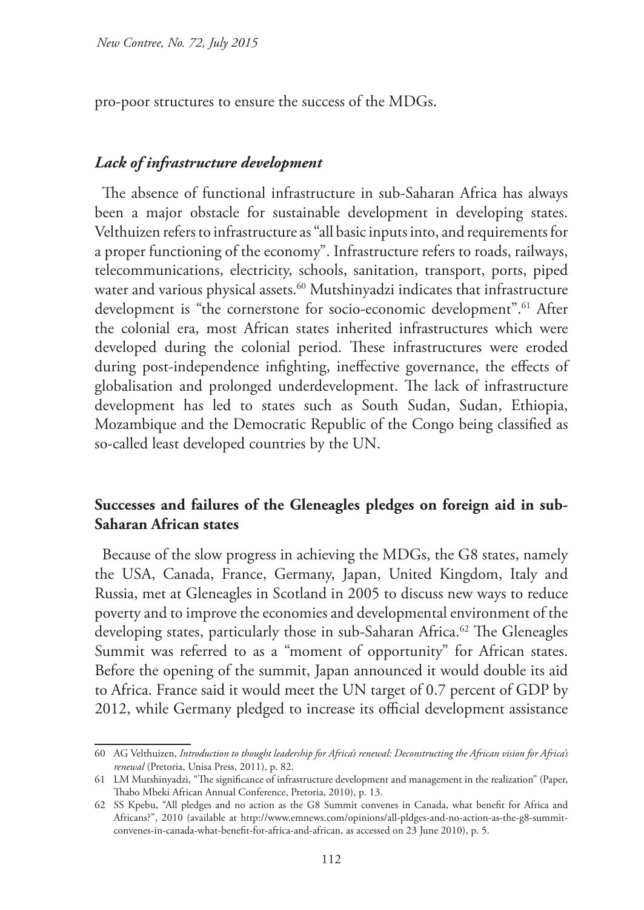pro-poor structures to ensure the success of the MDGs.

### *Lack of infrastructure development*

The absence of functional infrastructure in sub-Saharan Africa has always been a major obstacle for sustainable development in developing states. Velthuizen refers to infrastructure as "all basic inputs into, and requirements for a proper functioning of the economy". Infrastructure refers to roads, railways, telecommunications, electricity, schools, sanitation, transport, ports, piped water and various physical assets.[60] Mutshinyadzi indicates that infrastructure development is "the cornerstone for socio-economic development".[61] After the colonial era, most African states inherited infrastructures which were developed during the colonial period. These infrastructures were eroded during post-independence infighting, ineffective governance, the effects of globalisation and prolonged underdevelopment. The lack of infrastructure development has led to states such as South Sudan, Sudan, Ethiopia, Mozambique and the Democratic Republic of the Congo being classified as so-called least developed countries by the UN.

## **Successes and failures of the Gleneagles pledges on foreign aid in sub-Saharan African states**

Because of the slow progress in achieving the MDGs, the G8 states, namely the USA, Canada, France, Germany, Japan, United Kingdom, Italy and Russia, met at Gleneagles in Scotland in 2005 to discuss new ways to reduce poverty and to improve the economies and developmental environment of the developing states, particularly those in sub-Saharan Africa.[62] The Gleneagles Summit was referred to as a "moment of opportunity" for African states. Before the opening of the summit, Japan announced it would double its aid to Africa. France said it would meet the UN target of 0.7 percent of GDP by 2012, while Germany pledged to increase its official development assistance

---

60 AG Velthuizen, *Introduction to thought leadership for Africa's renewal: Deconstructing the African vision for Africa's renewal* (Pretoria, Unisa Press, 2011), p. 82.

61 LM Mutshinyadzi, "The significance of infrastructure development and management in the realization" (Paper, Thabo Mbeki African Annual Conference, Pretoria, 2010), p. 13.

62 SS Kpebu, "All pledges and no action as the G8 Summit convenes in Canada, what benefit for Africa and Africans?", 2010 (available at http://www.emnews.com/opinions/all-pldges-and-no-action-as-the-g8-summit-convenes-in-canada-what-benefit-for-africa-and-african, as accessed on 23 June 2010), p. 5.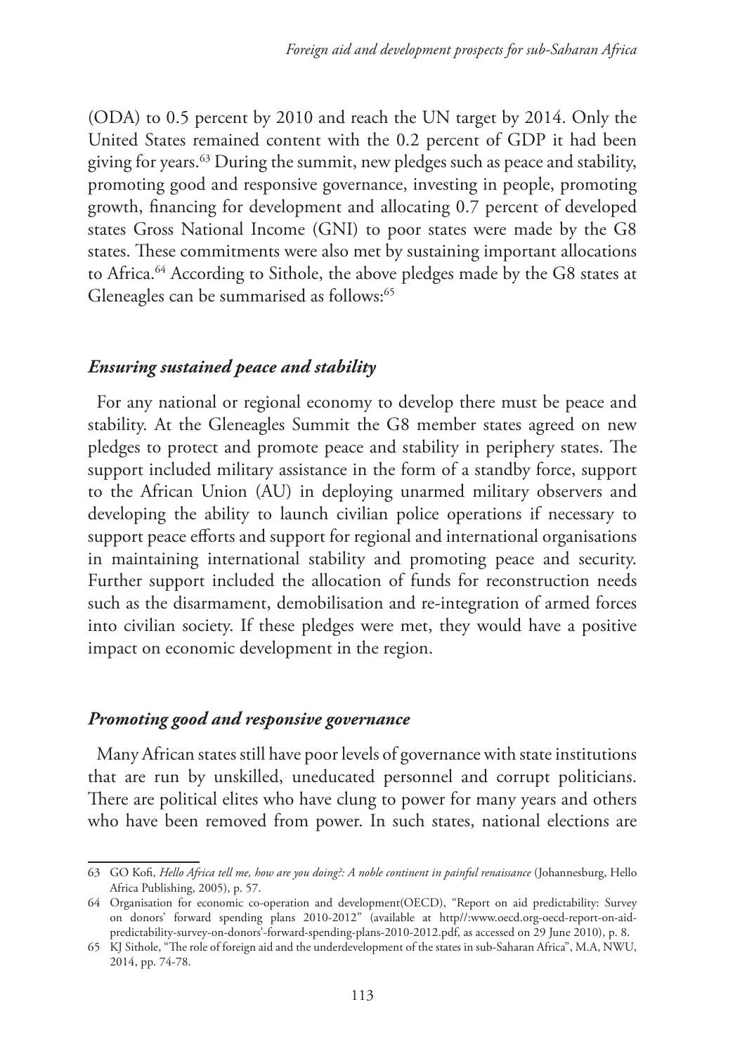(ODA) to 0.5 percent by 2010 and reach the UN target by 2014. Only the United States remained content with the 0.2 percent of GDP it had been giving for years.[63] During the summit, new pledges such as peace and stability, promoting good and responsive governance, investing in people, promoting growth, financing for development and allocating 0.7 percent of developed states Gross National Income (GNI) to poor states were made by the G8 states. These commitments were also met by sustaining important allocations to Africa.[64] According to Sithole, the above pledges made by the G8 states at Gleneagles can be summarised as follows:[65]

### *Ensuring sustained peace and stability*

For any national or regional economy to develop there must be peace and stability. At the Gleneagles Summit the G8 member states agreed on new pledges to protect and promote peace and stability in periphery states. The support included military assistance in the form of a standby force, support to the African Union (AU) in deploying unarmed military observers and developing the ability to launch civilian police operations if necessary to support peace efforts and support for regional and international organisations in maintaining international stability and promoting peace and security. Further support included the allocation of funds for reconstruction needs such as the disarmament, demobilisation and re-integration of armed forces into civilian society. If these pledges were met, they would have a positive impact on economic development in the region.

### *Promoting good and responsive governance*

Many African states still have poor levels of governance with state institutions that are run by unskilled, uneducated personnel and corrupt politicians. There are political elites who have clung to power for many years and others who have been removed from power. In such states, national elections are

---

63 GO Kofi, *Hello Africa tell me, how are you doing?: A noble continent in painful renaissance* (Johannesburg, Hello Africa Publishing, 2005), p. 57.

64 Organisation for economic co-operation and development(OECD), "Report on aid predictability: Survey on donors' forward spending plans 2010-2012" (available at http//:www.oecd.org-oecd-report-on-aid-predictability-survey-on-donors'-forward-spending-plans-2010-2012.pdf, as accessed on 29 June 2010), p. 8.

65 KJ Sithole, "The role of foreign aid and the underdevelopment of the states in sub-Saharan Africa", M.A, NWU, 2014, pp. 74-78.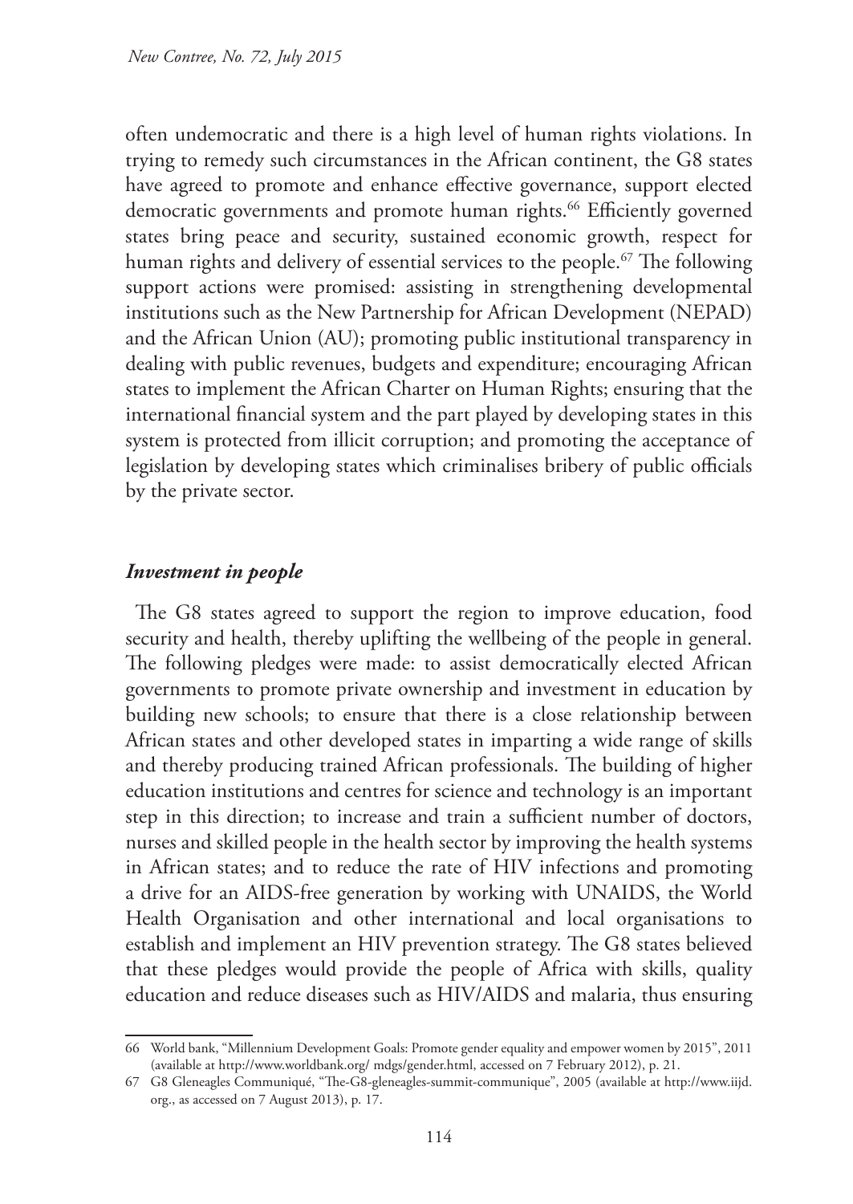often undemocratic and there is a high level of human rights violations. In trying to remedy such circumstances in the African continent, the G8 states have agreed to promote and enhance effective governance, support elected democratic governments and promote human rights.[66] Efficiently governed states bring peace and security, sustained economic growth, respect for human rights and delivery of essential services to the people.[67] The following support actions were promised: assisting in strengthening developmental institutions such as the New Partnership for African Development (NEPAD) and the African Union (AU); promoting public institutional transparency in dealing with public revenues, budgets and expenditure; encouraging African states to implement the African Charter on Human Rights; ensuring that the international financial system and the part played by developing states in this system is protected from illicit corruption; and promoting the acceptance of legislation by developing states which criminalises bribery of public officials by the private sector.

### *Investment in people*

The G8 states agreed to support the region to improve education, food security and health, thereby uplifting the wellbeing of the people in general. The following pledges were made: to assist democratically elected African governments to promote private ownership and investment in education by building new schools; to ensure that there is a close relationship between African states and other developed states in imparting a wide range of skills and thereby producing trained African professionals. The building of higher education institutions and centres for science and technology is an important step in this direction; to increase and train a sufficient number of doctors, nurses and skilled people in the health sector by improving the health systems in African states; and to reduce the rate of HIV infections and promoting a drive for an AIDS-free generation by working with UNAIDS, the World Health Organisation and other international and local organisations to establish and implement an HIV prevention strategy. The G8 states believed that these pledges would provide the people of Africa with skills, quality education and reduce diseases such as HIV/AIDS and malaria, thus ensuring

---

66 World bank, "Millennium Development Goals: Promote gender equality and empower women by 2015", 2011 (available at http://www.worldbank.org/ mdgs/gender.html, accessed on 7 February 2012), p. 21.

67 G8 Gleneagles Communiqué, "The-G8-gleneagles-summit-communique", 2005 (available at http://www.iijd.org., as accessed on 7 August 2013), p. 17.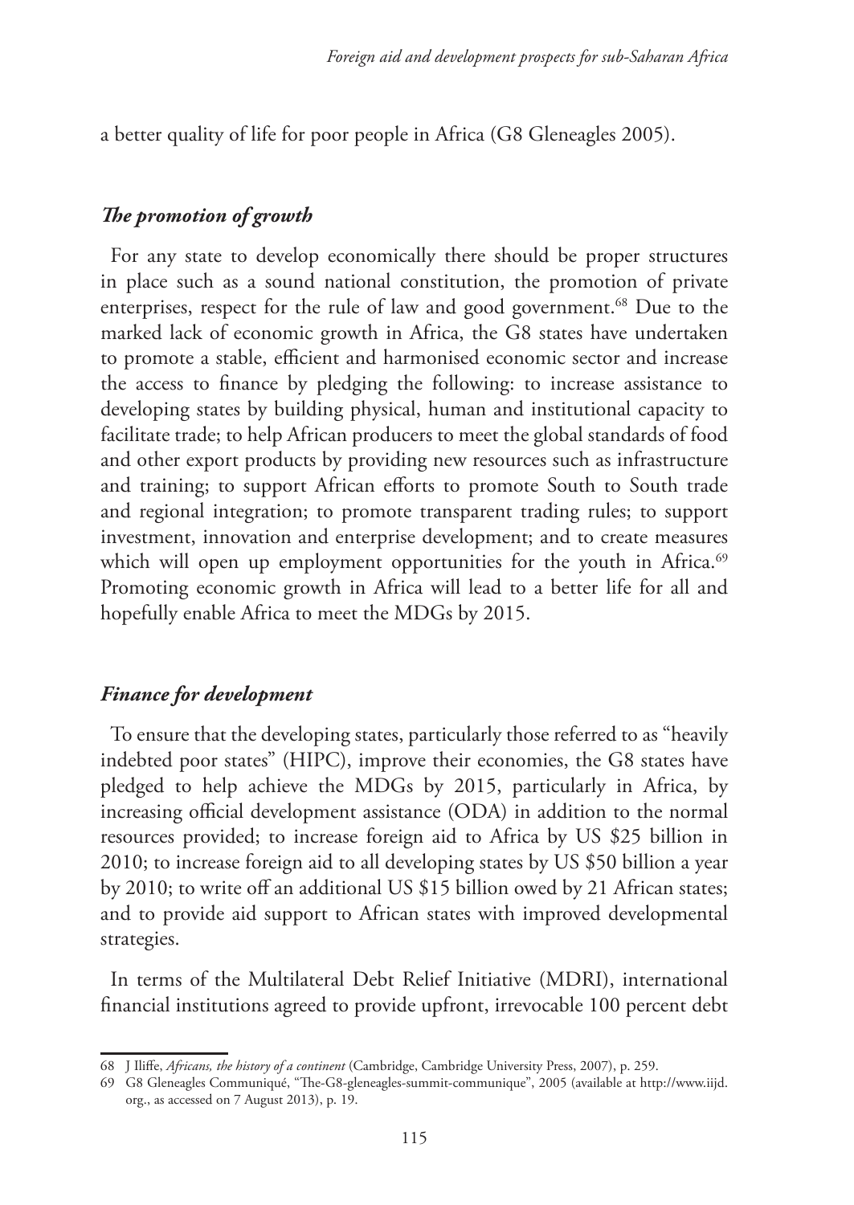a better quality of life for poor people in Africa (G8 Gleneagles 2005).

### *The promotion of growth*

For any state to develop economically there should be proper structures in place such as a sound national constitution, the promotion of private enterprises, respect for the rule of law and good government.[68] Due to the marked lack of economic growth in Africa, the G8 states have undertaken to promote a stable, efficient and harmonised economic sector and increase the access to finance by pledging the following: to increase assistance to developing states by building physical, human and institutional capacity to facilitate trade; to help African producers to meet the global standards of food and other export products by providing new resources such as infrastructure and training; to support African efforts to promote South to South trade and regional integration; to promote transparent trading rules; to support investment, innovation and enterprise development; and to create measures which will open up employment opportunities for the youth in Africa.[69] Promoting economic growth in Africa will lead to a better life for all and hopefully enable Africa to meet the MDGs by 2015.

### *Finance for development*

To ensure that the developing states, particularly those referred to as "heavily indebted poor states" (HIPC), improve their economies, the G8 states have pledged to help achieve the MDGs by 2015, particularly in Africa, by increasing official development assistance (ODA) in addition to the normal resources provided; to increase foreign aid to Africa by US $25 billion in 2010; to increase foreign aid to all developing states by US $50 billion a year by 2010; to write off an additional US $15 billion owed by 21 African states; and to provide aid support to African states with improved developmental strategies.

In terms of the Multilateral Debt Relief Initiative (MDRI), international financial institutions agreed to provide upfront, irrevocable 100 percent debt

---

68 J Iliffe, *Africans, the history of a continent* (Cambridge, Cambridge University Press, 2007), p. 259.

69 G8 Gleneagles Communiqué, "The-G8-gleneagles-summit-communique", 2005 (available at http://www.iijd.org., as accessed on 7 August 2013), p. 19.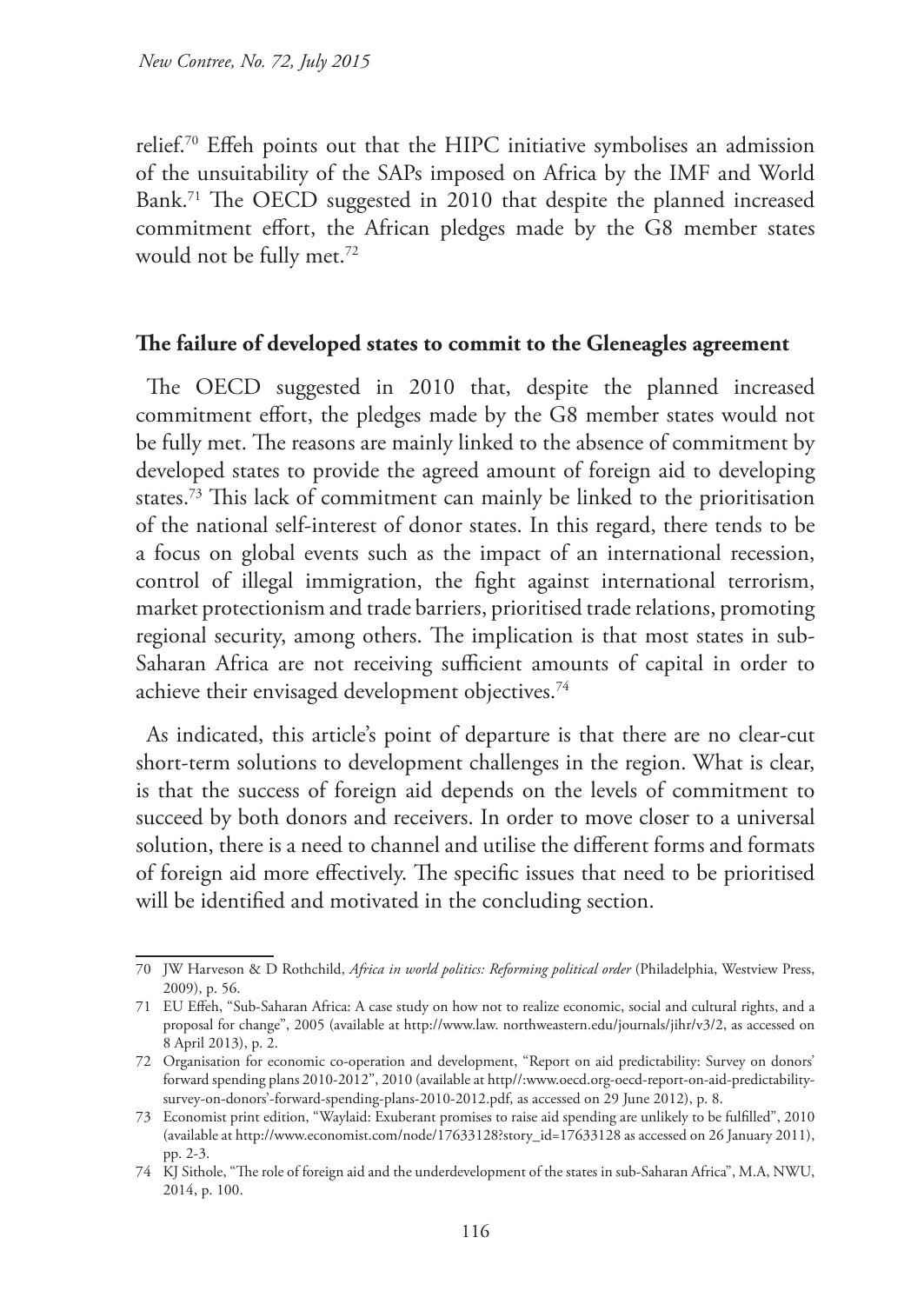relief.[70] Effeh points out that the HIPC initiative symbolises an admission of the unsuitability of the SAPs imposed on Africa by the IMF and World Bank.[71] The OECD suggested in 2010 that despite the planned increased commitment effort, the African pledges made by the G8 member states would not be fully met.[72]

## The failure of developed states to commit to the Gleneagles agreement

The OECD suggested in 2010 that, despite the planned increased commitment effort, the pledges made by the G8 member states would not be fully met. The reasons are mainly linked to the absence of commitment by developed states to provide the agreed amount of foreign aid to developing states.[73] This lack of commitment can mainly be linked to the prioritisation of the national self-interest of donor states. In this regard, there tends to be a focus on global events such as the impact of an international recession, control of illegal immigration, the fight against international terrorism, market protectionism and trade barriers, prioritised trade relations, promoting regional security, among others. The implication is that most states in sub-Saharan Africa are not receiving sufficient amounts of capital in order to achieve their envisaged development objectives.[74]

As indicated, this article's point of departure is that there are no clear-cut short-term solutions to development challenges in the region. What is clear, is that the success of foreign aid depends on the levels of commitment to succeed by both donors and receivers. In order to move closer to a universal solution, there is a need to channel and utilise the different forms and formats of foreign aid more effectively. The specific issues that need to be prioritised will be identified and motivated in the concluding section.

---

70 JW Harveson & D Rothchild, *Africa in world politics: Reforming political order* (Philadelphia, Westview Press, 2009), p. 56.

71 EU Effeh, "Sub-Saharan Africa: A case study on how not to realize economic, social and cultural rights, and a proposal for change", 2005 (available at http://www.law. northweastern.edu/journals/jihr/v3/2, as accessed on 8 April 2013), p. 2.

72 Organisation for economic co-operation and development, "Report on aid predictability: Survey on donors' forward spending plans 2010-2012", 2010 (available at http//:www.oecd.org-oecd-report-on-aid-predictability-survey-on-donors'-forward-spending-plans-2010-2012.pdf, as accessed on 29 June 2012), p. 8.

73 Economist print edition, "Waylaid: Exuberant promises to raise aid spending are unlikely to be fulfilled", 2010 (available at http://www.economist.com/node/17633128?story_id=17633128 as accessed on 26 January 2011), pp. 2-3.

74 KJ Sithole, "The role of foreign aid and the underdevelopment of the states in sub-Saharan Africa", M.A, NWU, 2014, p. 100.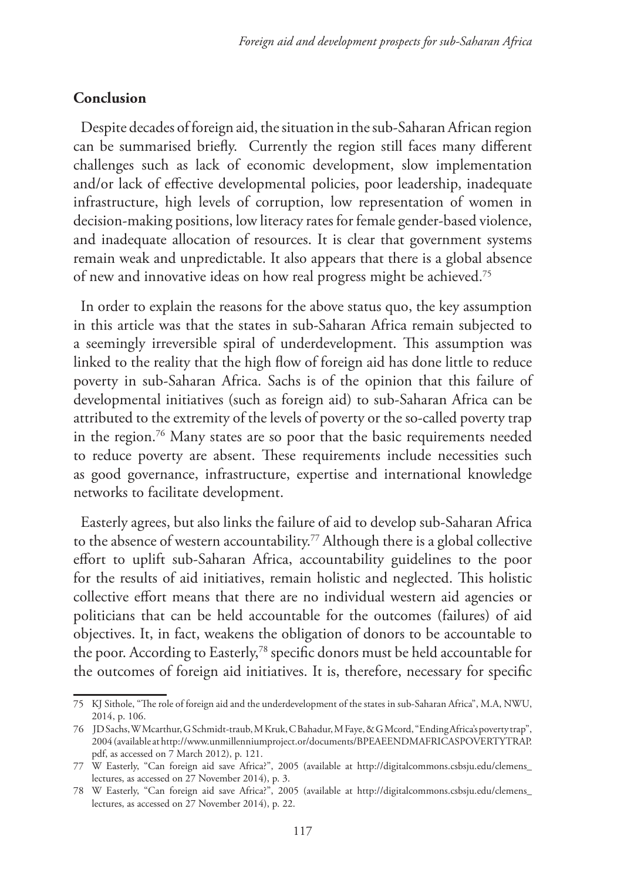## Conclusion

Despite decades of foreign aid, the situation in the sub-Saharan African region can be summarised briefly. Currently the region still faces many different challenges such as lack of economic development, slow implementation and/or lack of effective developmental policies, poor leadership, inadequate infrastructure, high levels of corruption, low representation of women in decision-making positions, low literacy rates for female gender-based violence, and inadequate allocation of resources. It is clear that government systems remain weak and unpredictable. It also appears that there is a global absence of new and innovative ideas on how real progress might be achieved.[75]

In order to explain the reasons for the above status quo, the key assumption in this article was that the states in sub-Saharan Africa remain subjected to a seemingly irreversible spiral of underdevelopment. This assumption was linked to the reality that the high flow of foreign aid has done little to reduce poverty in sub-Saharan Africa. Sachs is of the opinion that this failure of developmental initiatives (such as foreign aid) to sub-Saharan Africa can be attributed to the extremity of the levels of poverty or the so-called poverty trap in the region.[76] Many states are so poor that the basic requirements needed to reduce poverty are absent. These requirements include necessities such as good governance, infrastructure, expertise and international knowledge networks to facilitate development.

Easterly agrees, but also links the failure of aid to develop sub-Saharan Africa to the absence of western accountability.[77] Although there is a global collective effort to uplift sub-Saharan Africa, accountability guidelines to the poor for the results of aid initiatives, remain holistic and neglected. This holistic collective effort means that there are no individual western aid agencies or politicians that can be held accountable for the outcomes (failures) of aid objectives. It, in fact, weakens the obligation of donors to be accountable to the poor. According to Easterly,[78] specific donors must be held accountable for the outcomes of foreign aid initiatives. It is, therefore, necessary for specific

---

75 KJ Sithole, "The role of foreign aid and the underdevelopment of the states in sub-Saharan Africa", M.A, NWU, 2014, p. 106.

76 JD Sachs, W Mcarthur, G Schmidt-traub, M Kruk, C Bahadur, M Faye, & G Mcord, "Ending Africa's poverty trap", 2004 (available at http://www.unmillenniumproject.or/documents/BPEAEENDMAFRICASPOVERTYTRAP.pdf, as accessed on 7 March 2012), p. 121.

77 W Easterly, "Can foreign aid save Africa?", 2005 (available at http://digitalcommons.csbsju.edu/clemens_lectures, as accessed on 27 November 2014), p. 3.

78 W Easterly, "Can foreign aid save Africa?", 2005 (available at http://digitalcommons.csbsju.edu/clemens_lectures, as accessed on 27 November 2014), p. 22.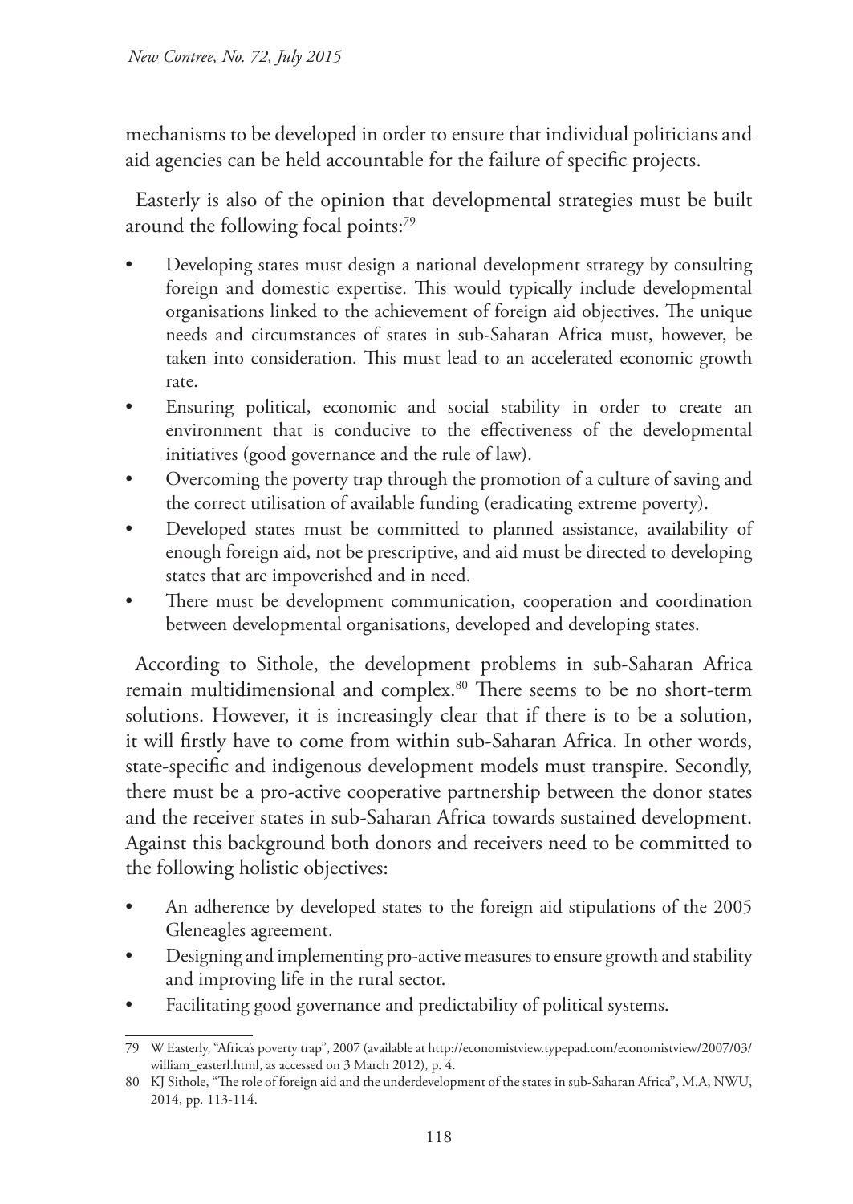mechanisms to be developed in order to ensure that individual politicians and aid agencies can be held accountable for the failure of specific projects.

Easterly is also of the opinion that developmental strategies must be built around the following focal points:[79]

- Developing states must design a national development strategy by consulting foreign and domestic expertise. This would typically include developmental organisations linked to the achievement of foreign aid objectives. The unique needs and circumstances of states in sub-Saharan Africa must, however, be taken into consideration. This must lead to an accelerated economic growth rate.
- Ensuring political, economic and social stability in order to create an environment that is conducive to the effectiveness of the developmental initiatives (good governance and the rule of law).
- Overcoming the poverty trap through the promotion of a culture of saving and the correct utilisation of available funding (eradicating extreme poverty).
- Developed states must be committed to planned assistance, availability of enough foreign aid, not be prescriptive, and aid must be directed to developing states that are impoverished and in need.
- There must be development communication, cooperation and coordination between developmental organisations, developed and developing states.

According to Sithole, the development problems in sub-Saharan Africa remain multidimensional and complex.[80] There seems to be no short-term solutions. However, it is increasingly clear that if there is to be a solution, it will firstly have to come from within sub-Saharan Africa. In other words, state-specific and indigenous development models must transpire. Secondly, there must be a pro-active cooperative partnership between the donor states and the receiver states in sub-Saharan Africa towards sustained development. Against this background both donors and receivers need to be committed to the following holistic objectives:

- An adherence by developed states to the foreign aid stipulations of the 2005 Gleneagles agreement.
- Designing and implementing pro-active measures to ensure growth and stability and improving life in the rural sector.
- Facilitating good governance and predictability of political systems.

---

79 W Easterly, "Africa's poverty trap", 2007 (available at http://economistview.typepad.com/economistview/2007/03/william_easterl.html, as accessed on 3 March 2012), p. 4.

80 KJ Sithole, "The role of foreign aid and the underdevelopment of the states in sub-Saharan Africa", M.A, NWU, 2014, pp. 113-114.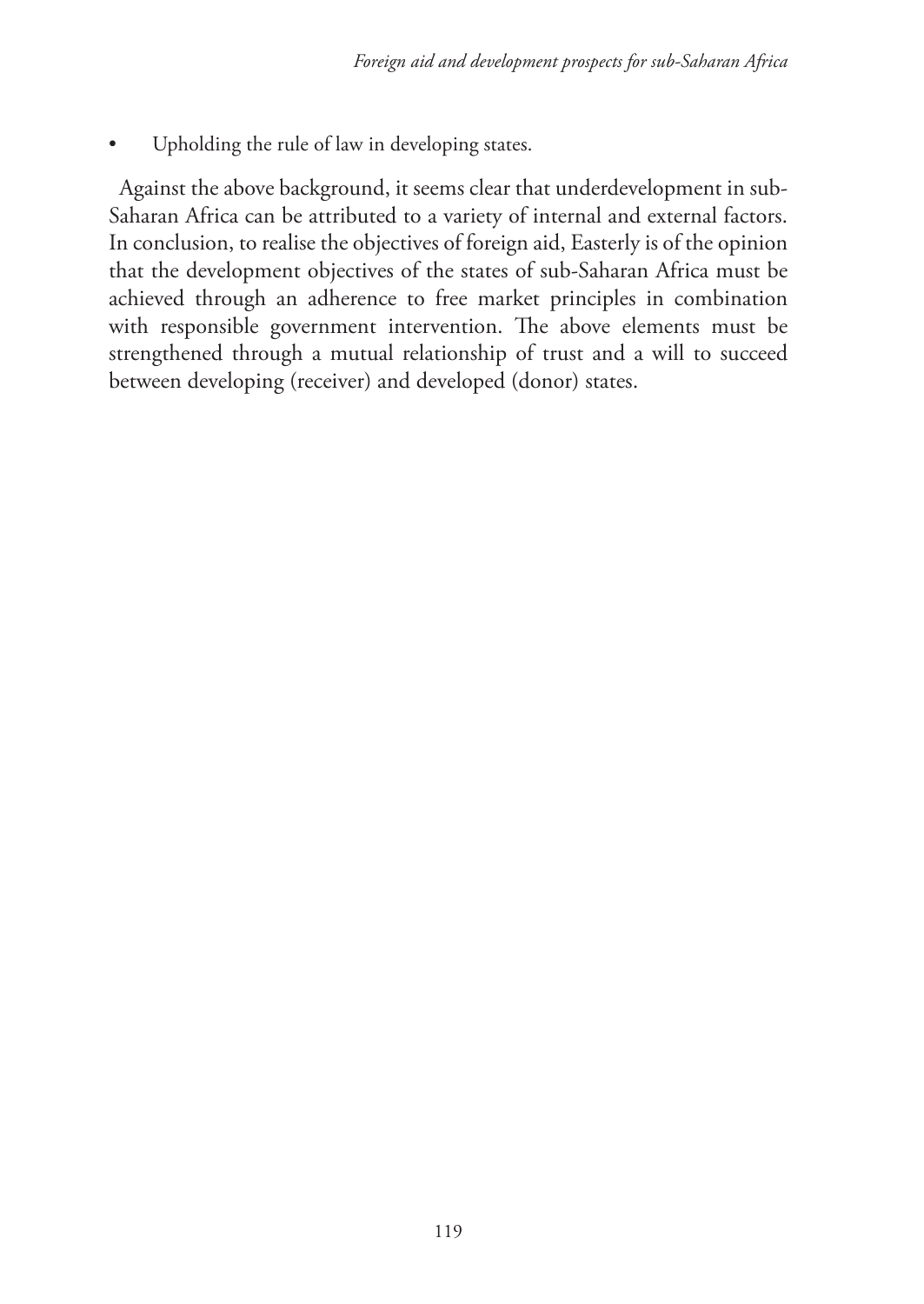- Upholding the rule of law in developing states.

Against the above background, it seems clear that underdevelopment in sub-Saharan Africa can be attributed to a variety of internal and external factors. In conclusion, to realise the objectives of foreign aid, Easterly is of the opinion that the development objectives of the states of sub-Saharan Africa must be achieved through an adherence to free market principles in combination with responsible government intervention. The above elements must be strengthened through a mutual relationship of trust and a will to succeed between developing (receiver) and developed (donor) states.